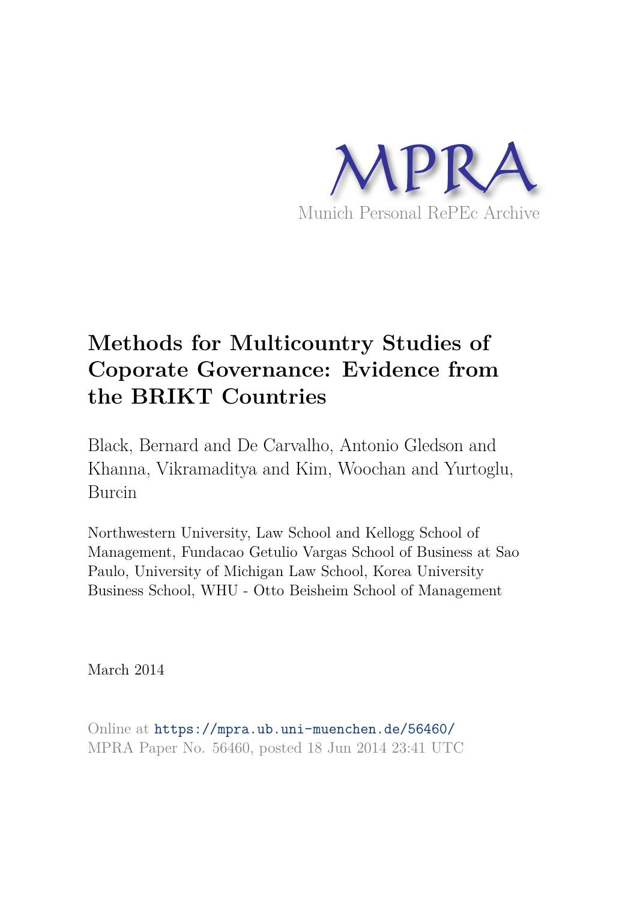MPRA

Munich Personal RePEc Archive

# Methods for Multicountry Studies of Coporate Governance: Evidence from the BRIKT Countries

Black, Bernard and De Carvalho, Antonio Gledson and Khanna, Vikramaditya and Kim, Woochan and Yurtoglu, Burcin

Northwestern University, Law School and Kellogg School of Management, Fundacao Getulio Vargas School of Business at Sao Paulo, University of Michigan Law School, Korea University Business School, WHU - Otto Beisheim School of Management

March 2014

Online at https://mpra.ub.uni-muenchen.de/56460/
MPRA Paper No. 56460, posted 18 Jun 2014 23:41 UTC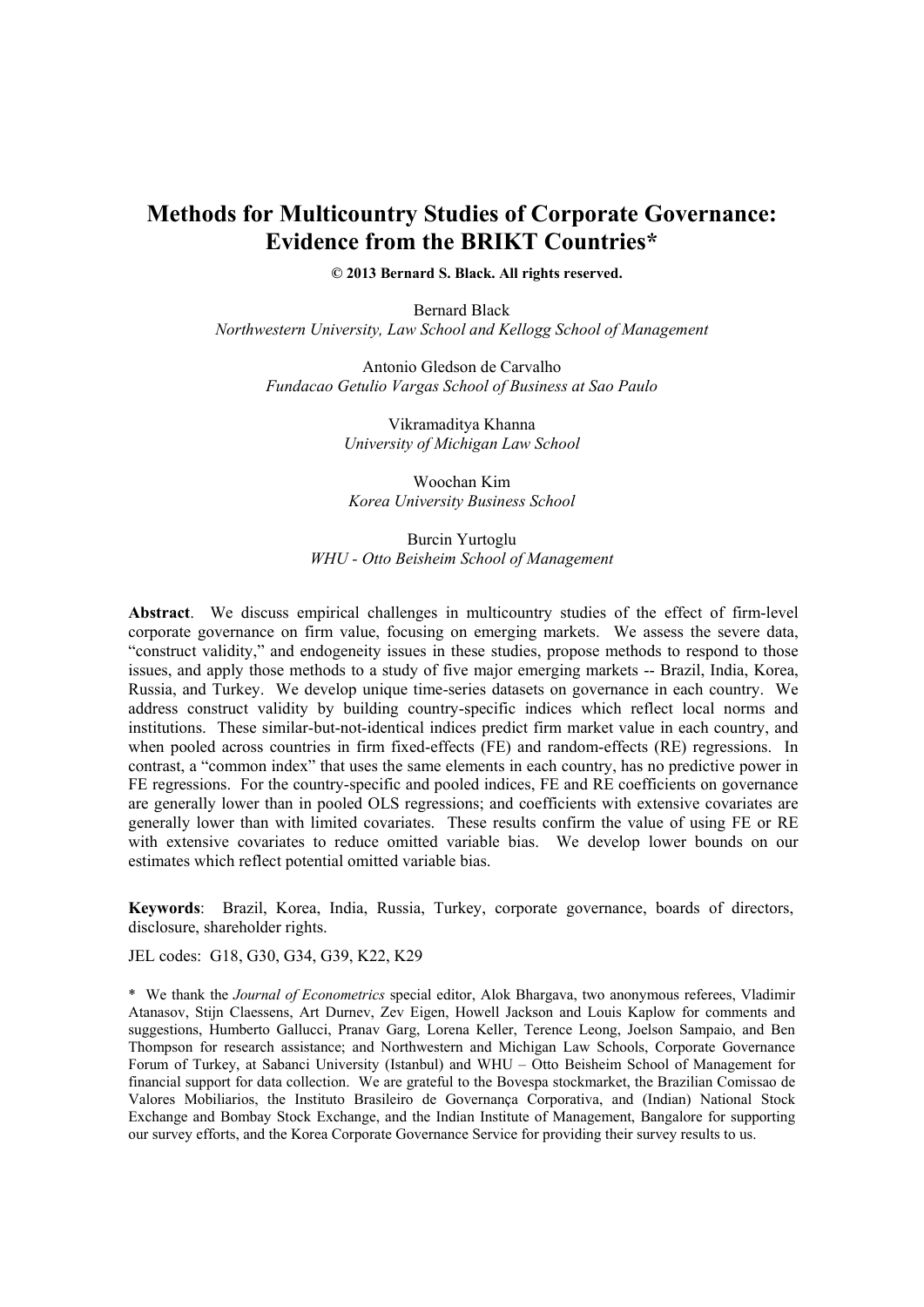# Methods for Multicountry Studies of Corporate Governance: Evidence from the BRIKT Countries*

**© 2013 Bernard S. Black. All rights reserved.**

Bernard Black
*Northwestern University, Law School and Kellogg School of Management*

Antonio Gledson de Carvalho
*Fundacao Getulio Vargas School of Business at Sao Paulo*

Vikramaditya Khanna
*University of Michigan Law School*

Woochan Kim
*Korea University Business School*

Burcin Yurtoglu
*WHU - Otto Beisheim School of Management*

**Abstract**. We discuss empirical challenges in multicountry studies of the effect of firm-level corporate governance on firm value, focusing on emerging markets. We assess the severe data, "construct validity," and endogeneity issues in these studies, propose methods to respond to those issues, and apply those methods to a study of five major emerging markets -- Brazil, India, Korea, Russia, and Turkey. We develop unique time-series datasets on governance in each country. We address construct validity by building country-specific indices which reflect local norms and institutions. These similar-but-not-identical indices predict firm market value in each country, and when pooled across countries in firm fixed-effects (FE) and random-effects (RE) regressions. In contrast, a "common index" that uses the same elements in each country, has no predictive power in FE regressions. For the country-specific and pooled indices, FE and RE coefficients on governance are generally lower than in pooled OLS regressions; and coefficients with extensive covariates are generally lower than with limited covariates. These results confirm the value of using FE or RE with extensive covariates to reduce omitted variable bias. We develop lower bounds on our estimates which reflect potential omitted variable bias.

**Keywords**: Brazil, Korea, India, Russia, Turkey, corporate governance, boards of directors, disclosure, shareholder rights.

JEL codes: G18, G30, G34, G39, K22, K29

\* We thank the *Journal of Econometrics* special editor, Alok Bhargava, two anonymous referees, Vladimir Atanasov, Stijn Claessens, Art Durnev, Zev Eigen, Howell Jackson and Louis Kaplow for comments and suggestions, Humberto Gallucci, Pranav Garg, Lorena Keller, Terence Leong, Joelson Sampaio, and Ben Thompson for research assistance; and Northwestern and Michigan Law Schools, Corporate Governance Forum of Turkey, at Sabanci University (Istanbul) and WHU – Otto Beisheim School of Management for financial support for data collection. We are grateful to the Bovespa stockmarket, the Brazilian Comissao de Valores Mobiliarios, the Instituto Brasileiro de Governança Corporativa, and (Indian) National Stock Exchange and Bombay Stock Exchange, and the Indian Institute of Management, Bangalore for supporting our survey efforts, and the Korea Corporate Governance Service for providing their survey results to us.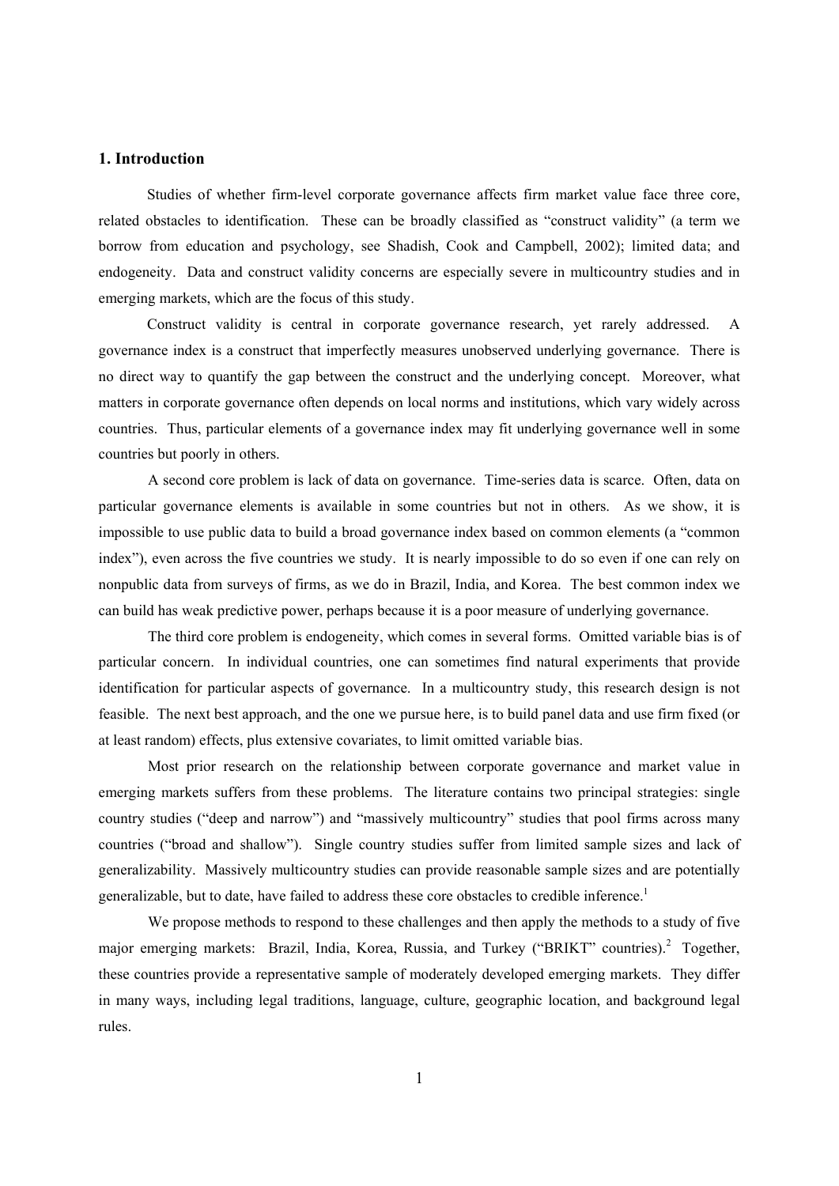## 1. Introduction

Studies of whether firm-level corporate governance affects firm market value face three core, related obstacles to identification. These can be broadly classified as "construct validity" (a term we borrow from education and psychology, see Shadish, Cook and Campbell, 2002); limited data; and endogeneity. Data and construct validity concerns are especially severe in multicountry studies and in emerging markets, which are the focus of this study.

Construct validity is central in corporate governance research, yet rarely addressed. A governance index is a construct that imperfectly measures unobserved underlying governance. There is no direct way to quantify the gap between the construct and the underlying concept. Moreover, what matters in corporate governance often depends on local norms and institutions, which vary widely across countries. Thus, particular elements of a governance index may fit underlying governance well in some countries but poorly in others.

A second core problem is lack of data on governance. Time-series data is scarce. Often, data on particular governance elements is available in some countries but not in others. As we show, it is impossible to use public data to build a broad governance index based on common elements (a "common index"), even across the five countries we study. It is nearly impossible to do so even if one can rely on nonpublic data from surveys of firms, as we do in Brazil, India, and Korea. The best common index we can build has weak predictive power, perhaps because it is a poor measure of underlying governance.

The third core problem is endogeneity, which comes in several forms. Omitted variable bias is of particular concern. In individual countries, one can sometimes find natural experiments that provide identification for particular aspects of governance. In a multicountry study, this research design is not feasible. The next best approach, and the one we pursue here, is to build panel data and use firm fixed (or at least random) effects, plus extensive covariates, to limit omitted variable bias.

Most prior research on the relationship between corporate governance and market value in emerging markets suffers from these problems. The literature contains two principal strategies: single country studies ("deep and narrow") and "massively multicountry" studies that pool firms across many countries ("broad and shallow"). Single country studies suffer from limited sample sizes and lack of generalizability. Massively multicountry studies can provide reasonable sample sizes and are potentially generalizable, but to date, have failed to address these core obstacles to credible inference.[1]

We propose methods to respond to these challenges and then apply the methods to a study of five major emerging markets: Brazil, India, Korea, Russia, and Turkey ("BRIKT" countries).[2] Together, these countries provide a representative sample of moderately developed emerging markets. They differ in many ways, including legal traditions, language, culture, geographic location, and background legal rules.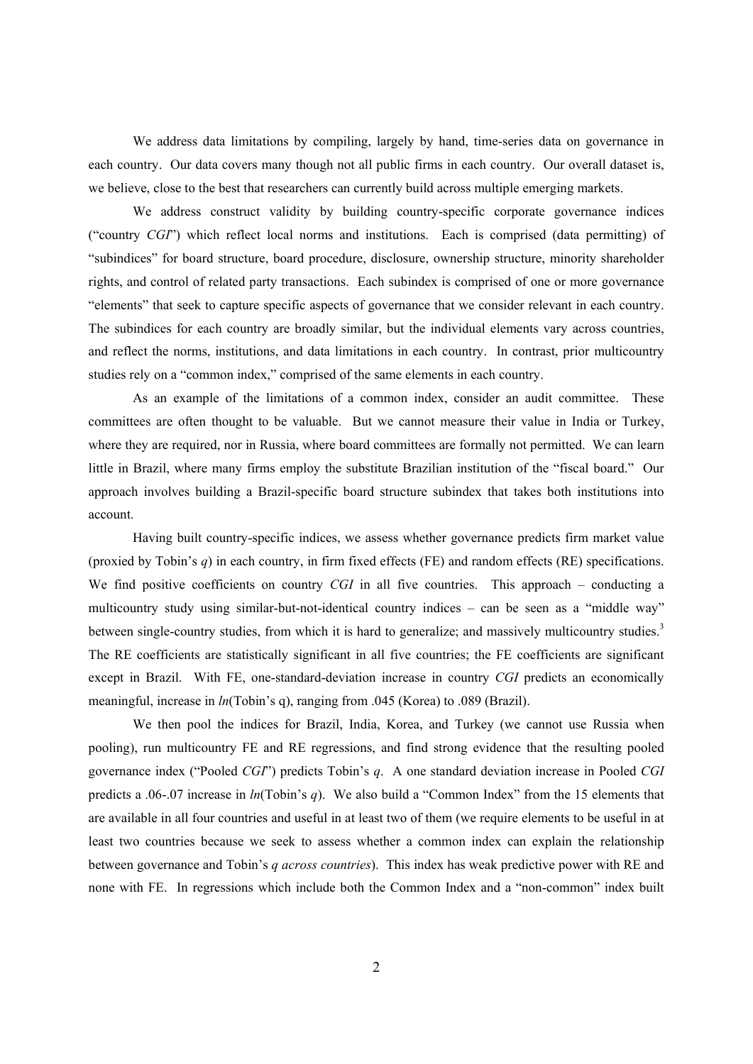We address data limitations by compiling, largely by hand, time-series data on governance in each country. Our data covers many though not all public firms in each country. Our overall dataset is, we believe, close to the best that researchers can currently build across multiple emerging markets.

We address construct validity by building country-specific corporate governance indices ("country *CGI*") which reflect local norms and institutions. Each is comprised (data permitting) of "subindices" for board structure, board procedure, disclosure, ownership structure, minority shareholder rights, and control of related party transactions. Each subindex is comprised of one or more governance "elements" that seek to capture specific aspects of governance that we consider relevant in each country. The subindices for each country are broadly similar, but the individual elements vary across countries, and reflect the norms, institutions, and data limitations in each country. In contrast, prior multicountry studies rely on a "common index," comprised of the same elements in each country.

As an example of the limitations of a common index, consider an audit committee. These committees are often thought to be valuable. But we cannot measure their value in India or Turkey, where they are required, nor in Russia, where board committees are formally not permitted. We can learn little in Brazil, where many firms employ the substitute Brazilian institution of the "fiscal board." Our approach involves building a Brazil-specific board structure subindex that takes both institutions into account.

Having built country-specific indices, we assess whether governance predicts firm market value (proxied by Tobin's *q*) in each country, in firm fixed effects (FE) and random effects (RE) specifications. We find positive coefficients on country *CGI* in all five countries. This approach – conducting a multicountry study using similar-but-not-identical country indices – can be seen as a "middle way" between single-country studies, from which it is hard to generalize; and massively multicountry studies.[3] The RE coefficients are statistically significant in all five countries; the FE coefficients are significant except in Brazil. With FE, one-standard-deviation increase in country *CGI* predicts an economically meaningful, increase in *ln*(Tobin's q), ranging from .045 (Korea) to .089 (Brazil).

We then pool the indices for Brazil, India, Korea, and Turkey (we cannot use Russia when pooling), run multicountry FE and RE regressions, and find strong evidence that the resulting pooled governance index ("Pooled *CGI*") predicts Tobin's *q*. A one standard deviation increase in Pooled *CGI* predicts a .06-.07 increase in *ln*(Tobin's *q*). We also build a "Common Index" from the 15 elements that are available in all four countries and useful in at least two of them (we require elements to be useful in at least two countries because we seek to assess whether a common index can explain the relationship between governance and Tobin's *q across countries*). This index has weak predictive power with RE and none with FE. In regressions which include both the Common Index and a "non-common" index built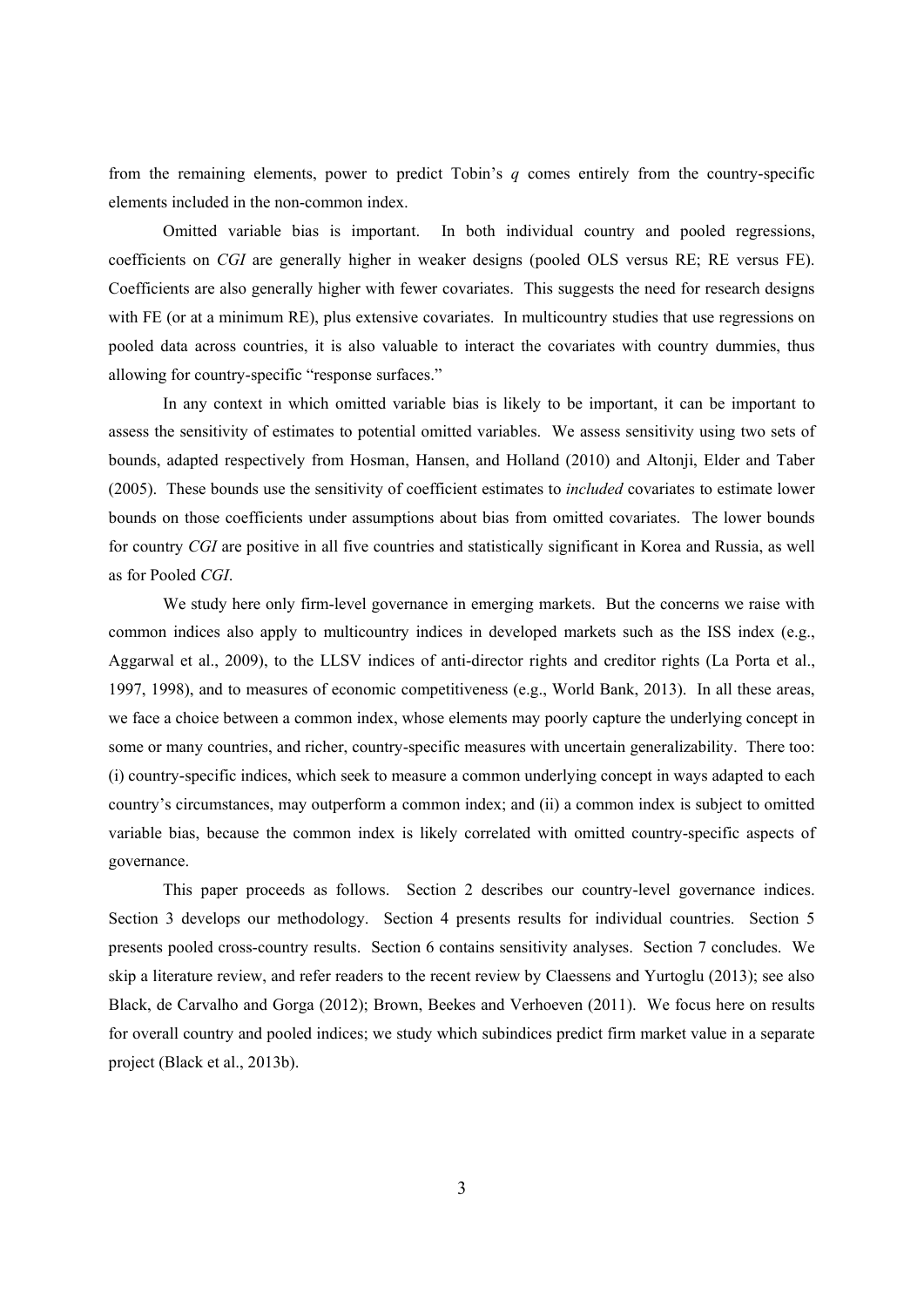from the remaining elements, power to predict Tobin's $q$ comes entirely from the country-specific elements included in the non-common index.

Omitted variable bias is important. In both individual country and pooled regressions, coefficients on *CGI* are generally higher in weaker designs (pooled OLS versus RE; RE versus FE). Coefficients are also generally higher with fewer covariates. This suggests the need for research designs with FE (or at a minimum RE), plus extensive covariates. In multicountry studies that use regressions on pooled data across countries, it is also valuable to interact the covariates with country dummies, thus allowing for country-specific "response surfaces."

In any context in which omitted variable bias is likely to be important, it can be important to assess the sensitivity of estimates to potential omitted variables. We assess sensitivity using two sets of bounds, adapted respectively from Hosman, Hansen, and Holland (2010) and Altonji, Elder and Taber (2005). These bounds use the sensitivity of coefficient estimates to *included* covariates to estimate lower bounds on those coefficients under assumptions about bias from omitted covariates. The lower bounds for country *CGI* are positive in all five countries and statistically significant in Korea and Russia, as well as for Pooled *CGI*.

We study here only firm-level governance in emerging markets. But the concerns we raise with common indices also apply to multicountry indices in developed markets such as the ISS index (e.g., Aggarwal et al., 2009), to the LLSV indices of anti-director rights and creditor rights (La Porta et al., 1997, 1998), and to measures of economic competitiveness (e.g., World Bank, 2013). In all these areas, we face a choice between a common index, whose elements may poorly capture the underlying concept in some or many countries, and richer, country-specific measures with uncertain generalizability. There too: (i) country-specific indices, which seek to measure a common underlying concept in ways adapted to each country's circumstances, may outperform a common index; and (ii) a common index is subject to omitted variable bias, because the common index is likely correlated with omitted country-specific aspects of governance.

This paper proceeds as follows. Section 2 describes our country-level governance indices. Section 3 develops our methodology. Section 4 presents results for individual countries. Section 5 presents pooled cross-country results. Section 6 contains sensitivity analyses. Section 7 concludes. We skip a literature review, and refer readers to the recent review by Claessens and Yurtoglu (2013); see also Black, de Carvalho and Gorga (2012); Brown, Beekes and Verhoeven (2011). We focus here on results for overall country and pooled indices; we study which subindices predict firm market value in a separate project (Black et al., 2013b).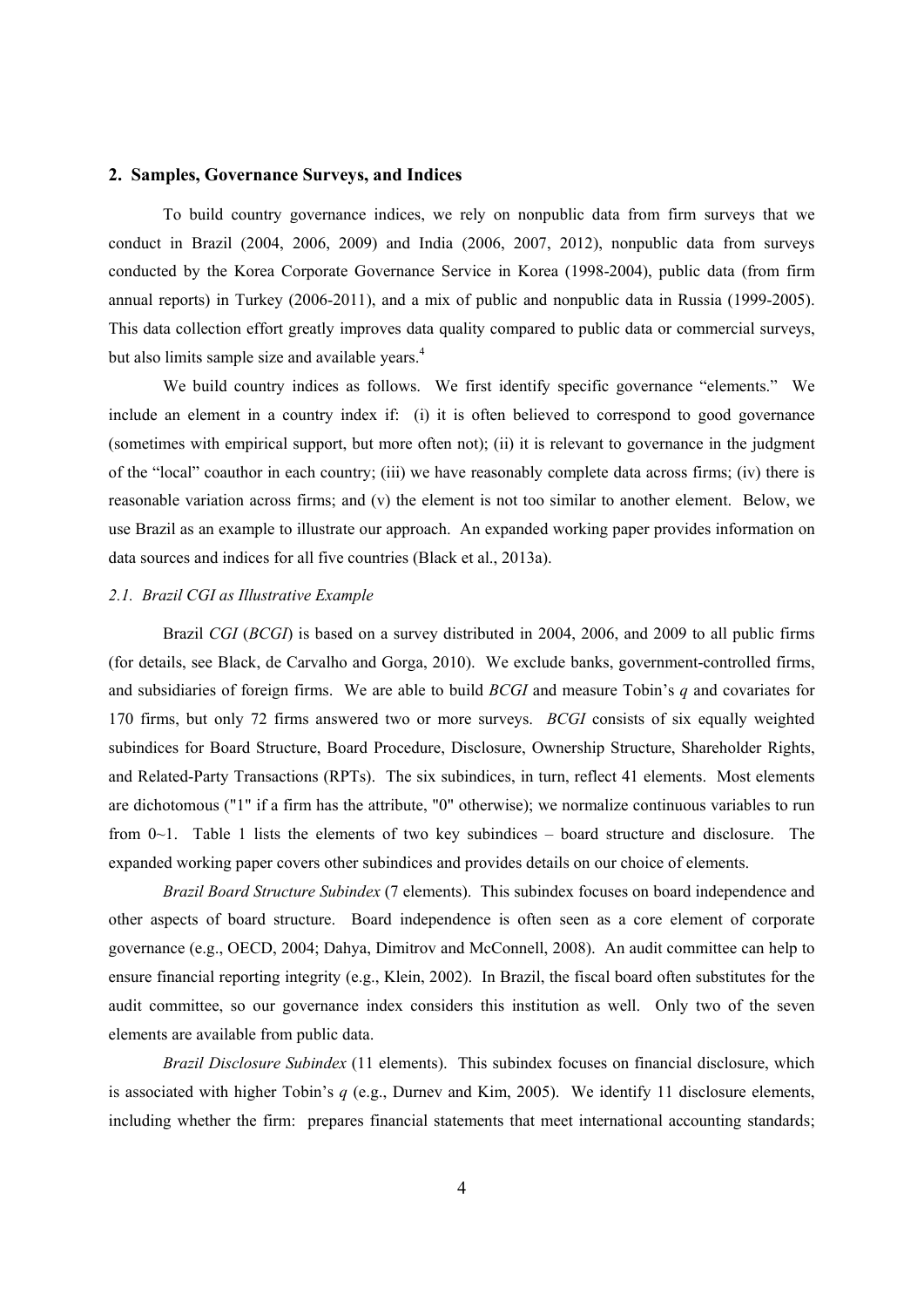## 2. Samples, Governance Surveys, and Indices

To build country governance indices, we rely on nonpublic data from firm surveys that we conduct in Brazil (2004, 2006, 2009) and India (2006, 2007, 2012), nonpublic data from surveys conducted by the Korea Corporate Governance Service in Korea (1998-2004), public data (from firm annual reports) in Turkey (2006-2011), and a mix of public and nonpublic data in Russia (1999-2005). This data collection effort greatly improves data quality compared to public data or commercial surveys, but also limits sample size and available years.[4]

We build country indices as follows. We first identify specific governance "elements." We include an element in a country index if: (i) it is often believed to correspond to good governance (sometimes with empirical support, but more often not); (ii) it is relevant to governance in the judgment of the "local" coauthor in each country; (iii) we have reasonably complete data across firms; (iv) there is reasonable variation across firms; and (v) the element is not too similar to another element. Below, we use Brazil as an example to illustrate our approach. An expanded working paper provides information on data sources and indices for all five countries (Black et al., 2013a).

### *2.1. Brazil CGI as Illustrative Example*

Brazil *CGI* (*BCGI*) is based on a survey distributed in 2004, 2006, and 2009 to all public firms (for details, see Black, de Carvalho and Gorga, 2010). We exclude banks, government-controlled firms, and subsidiaries of foreign firms. We are able to build *BCGI* and measure Tobin's *q* and covariates for 170 firms, but only 72 firms answered two or more surveys. *BCGI* consists of six equally weighted subindices for Board Structure, Board Procedure, Disclosure, Ownership Structure, Shareholder Rights, and Related-Party Transactions (RPTs). The six subindices, in turn, reflect 41 elements. Most elements are dichotomous ("1" if a firm has the attribute, "0" otherwise); we normalize continuous variables to run from 0~1. Table 1 lists the elements of two key subindices – board structure and disclosure. The expanded working paper covers other subindices and provides details on our choice of elements.

*Brazil Board Structure Subindex* (7 elements). This subindex focuses on board independence and other aspects of board structure. Board independence is often seen as a core element of corporate governance (e.g., OECD, 2004; Dahya, Dimitrov and McConnell, 2008). An audit committee can help to ensure financial reporting integrity (e.g., Klein, 2002). In Brazil, the fiscal board often substitutes for the audit committee, so our governance index considers this institution as well. Only two of the seven elements are available from public data.

*Brazil Disclosure Subindex* (11 elements). This subindex focuses on financial disclosure, which is associated with higher Tobin's *q* (e.g., Durnev and Kim, 2005). We identify 11 disclosure elements, including whether the firm: prepares financial statements that meet international accounting standards;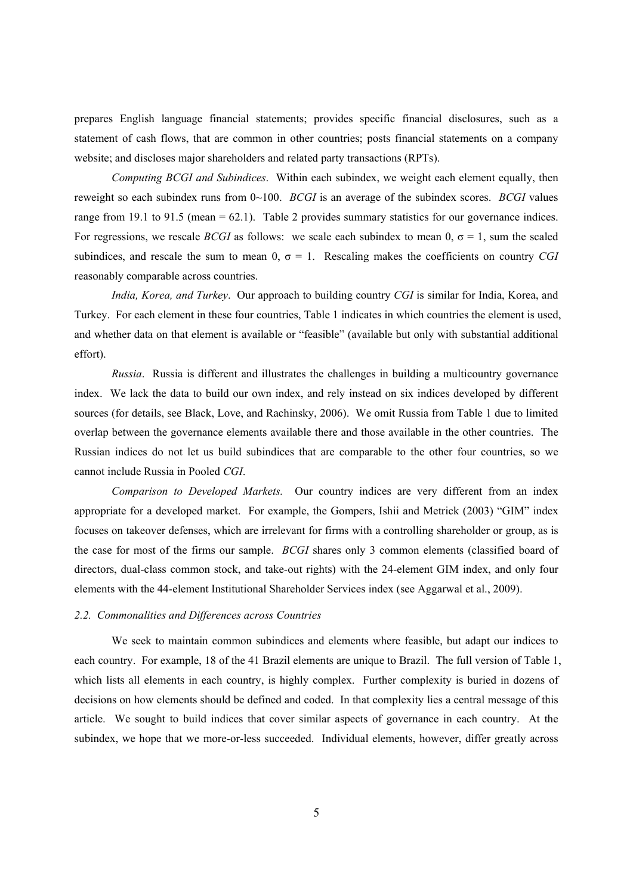prepares English language financial statements; provides specific financial disclosures, such as a statement of cash flows, that are common in other countries; posts financial statements on a company website; and discloses major shareholders and related party transactions (RPTs).

*Computing BCGI and Subindices*. Within each subindex, we weight each element equally, then reweight so each subindex runs from 0~100. *BCGI* is an average of the subindex scores. *BCGI* values range from 19.1 to 91.5 (mean = 62.1). Table 2 provides summary statistics for our governance indices. For regressions, we rescale *BCGI* as follows: we scale each subindex to mean 0, $\sigma = 1$, sum the scaled subindices, and rescale the sum to mean 0, $\sigma = 1$. Rescaling makes the coefficients on country *CGI* reasonably comparable across countries.

*India, Korea, and Turkey*. Our approach to building country *CGI* is similar for India, Korea, and Turkey. For each element in these four countries, Table 1 indicates in which countries the element is used, and whether data on that element is available or "feasible" (available but only with substantial additional effort).

*Russia*. Russia is different and illustrates the challenges in building a multicountry governance index. We lack the data to build our own index, and rely instead on six indices developed by different sources (for details, see Black, Love, and Rachinsky, 2006). We omit Russia from Table 1 due to limited overlap between the governance elements available there and those available in the other countries. The Russian indices do not let us build subindices that are comparable to the other four countries, so we cannot include Russia in Pooled *CGI*.

*Comparison to Developed Markets.* Our country indices are very different from an index appropriate for a developed market. For example, the Gompers, Ishii and Metrick (2003) "GIM" index focuses on takeover defenses, which are irrelevant for firms with a controlling shareholder or group, as is the case for most of the firms our sample. *BCGI* shares only 3 common elements (classified board of directors, dual-class common stock, and take-out rights) with the 24-element GIM index, and only four elements with the 44-element Institutional Shareholder Services index (see Aggarwal et al., 2009).

### *2.2. Commonalities and Differences across Countries*

We seek to maintain common subindices and elements where feasible, but adapt our indices to each country. For example, 18 of the 41 Brazil elements are unique to Brazil. The full version of Table 1, which lists all elements in each country, is highly complex. Further complexity is buried in dozens of decisions on how elements should be defined and coded. In that complexity lies a central message of this article. We sought to build indices that cover similar aspects of governance in each country. At the subindex, we hope that we more-or-less succeeded. Individual elements, however, differ greatly across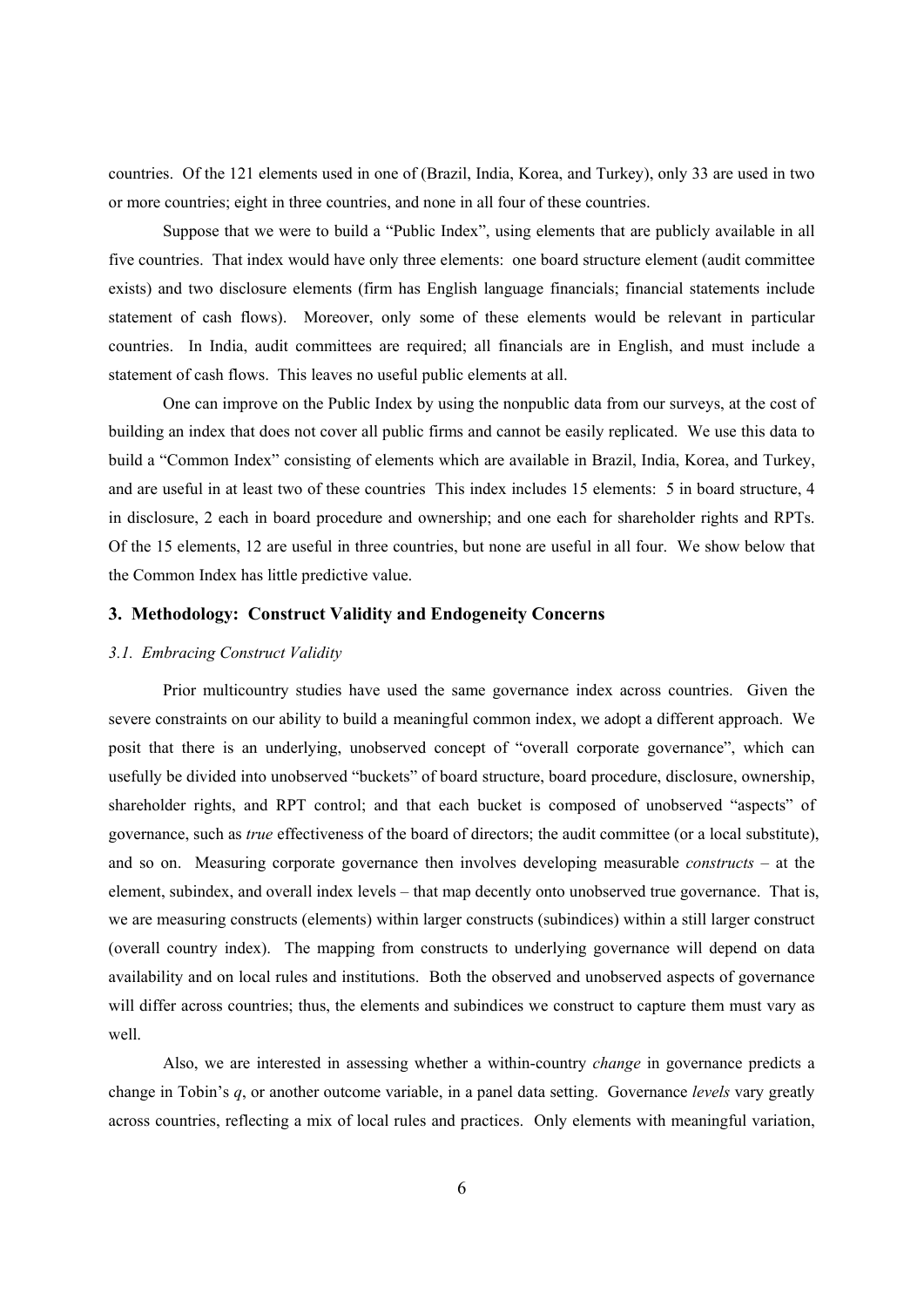countries. Of the 121 elements used in one of (Brazil, India, Korea, and Turkey), only 33 are used in two or more countries; eight in three countries, and none in all four of these countries.

Suppose that we were to build a "Public Index", using elements that are publicly available in all five countries. That index would have only three elements: one board structure element (audit committee exists) and two disclosure elements (firm has English language financials; financial statements include statement of cash flows). Moreover, only some of these elements would be relevant in particular countries. In India, audit committees are required; all financials are in English, and must include a statement of cash flows. This leaves no useful public elements at all.

One can improve on the Public Index by using the nonpublic data from our surveys, at the cost of building an index that does not cover all public firms and cannot be easily replicated. We use this data to build a "Common Index" consisting of elements which are available in Brazil, India, Korea, and Turkey, and are useful in at least two of these countries This index includes 15 elements: 5 in board structure, 4 in disclosure, 2 each in board procedure and ownership; and one each for shareholder rights and RPTs. Of the 15 elements, 12 are useful in three countries, but none are useful in all four. We show below that the Common Index has little predictive value.

## 3. Methodology: Construct Validity and Endogeneity Concerns

### *3.1. Embracing Construct Validity*

Prior multicountry studies have used the same governance index across countries. Given the severe constraints on our ability to build a meaningful common index, we adopt a different approach. We posit that there is an underlying, unobserved concept of "overall corporate governance", which can usefully be divided into unobserved "buckets" of board structure, board procedure, disclosure, ownership, shareholder rights, and RPT control; and that each bucket is composed of unobserved "aspects" of governance, such as *true* effectiveness of the board of directors; the audit committee (or a local substitute), and so on. Measuring corporate governance then involves developing measurable *constructs* – at the element, subindex, and overall index levels – that map decently onto unobserved true governance. That is, we are measuring constructs (elements) within larger constructs (subindices) within a still larger construct (overall country index). The mapping from constructs to underlying governance will depend on data availability and on local rules and institutions. Both the observed and unobserved aspects of governance will differ across countries; thus, the elements and subindices we construct to capture them must vary as well.

Also, we are interested in assessing whether a within-country *change* in governance predicts a change in Tobin's $q$, or another outcome variable, in a panel data setting. Governance *levels* vary greatly across countries, reflecting a mix of local rules and practices. Only elements with meaningful variation,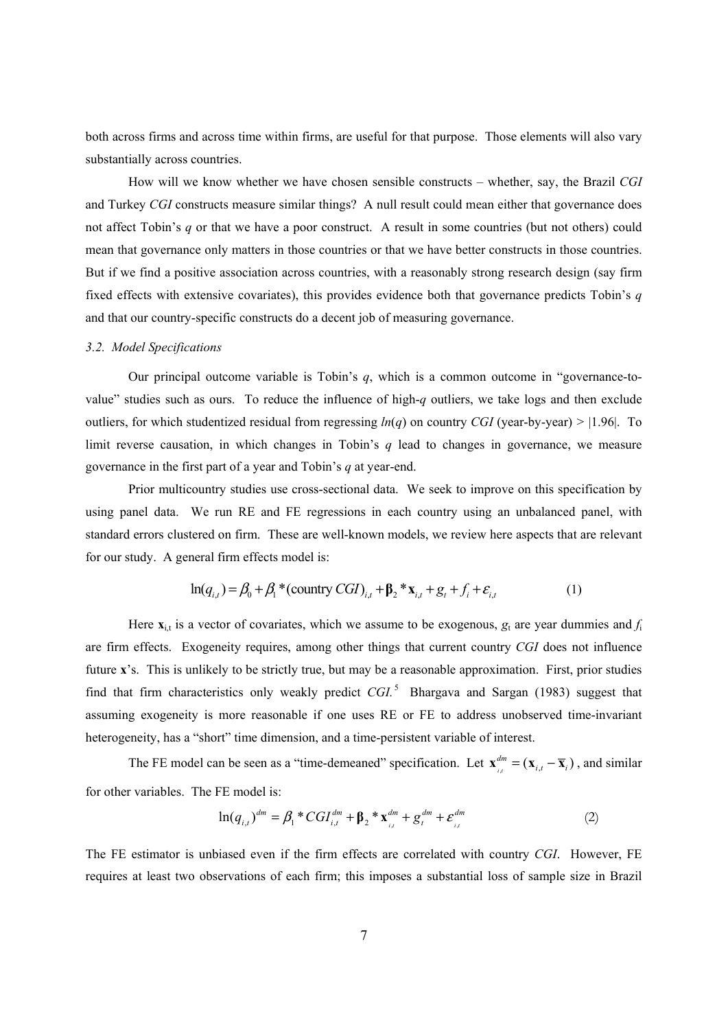both across firms and across time within firms, are useful for that purpose. Those elements will also vary substantially across countries.

How will we know whether we have chosen sensible constructs – whether, say, the Brazil *CGI* and Turkey *CGI* constructs measure similar things? A null result could mean either that governance does not affect Tobin's *q* or that we have a poor construct. A result in some countries (but not others) could mean that governance only matters in those countries or that we have better constructs in those countries. But if we find a positive association across countries, with a reasonably strong research design (say firm fixed effects with extensive covariates), this provides evidence both that governance predicts Tobin's *q* and that our country-specific constructs do a decent job of measuring governance.

### *3.2. Model Specifications*

Our principal outcome variable is Tobin's *q*, which is a common outcome in "governance-to-value" studies such as ours. To reduce the influence of high-*q* outliers, we take logs and then exclude outliers, for which studentized residual from regressing $ln(q)$ on country *CGI* (year-by-year) > |1.96|. To limit reverse causation, in which changes in Tobin's *q* lead to changes in governance, we measure governance in the first part of a year and Tobin's *q* at year-end.

Prior multicountry studies use cross-sectional data. We seek to improve on this specification by using panel data. We run RE and FE regressions in each country using an unbalanced panel, with standard errors clustered on firm. These are well-known models, we review here aspects that are relevant for our study. A general firm effects model is:

$$\ln(q_{i,t}) = \beta_0 + \beta_1 * (\text{country } CGI)_{i,t} + \boldsymbol{\beta}_2 * \mathbf{x}_{i,t} + g_t + f_i + \varepsilon_{i,t} \tag{1}$$

Here $\mathbf{x}_{i,t}$ is a vector of covariates, which we assume to be exogenous, $g_t$ are year dummies and $f_i$ are firm effects. Exogeneity requires, among other things that current country *CGI* does not influence future **x**'s. This is unlikely to be strictly true, but may be a reasonable approximation. First, prior studies find that firm characteristics only weakly predict *CGI.*[5] Bhargava and Sargan (1983) suggest that assuming exogeneity is more reasonable if one uses RE or FE to address unobserved time-invariant heterogeneity, has a "short" time dimension, and a time-persistent variable of interest.

The FE model can be seen as a "time-demeaned" specification. Let $\mathbf{x}_{i,t}^{dm} = (\mathbf{x}_{i,t} - \overline{\mathbf{x}}_i)$, and similar for other variables. The FE model is:

$$\ln(q_{i,t})^{dm} = \beta_1 * CGI_{i,t}^{dm} + \boldsymbol{\beta}_2 * \mathbf{x}_{i,t}^{dm} + g_t^{dm} + \varepsilon_{i,t}^{dm} \tag{2}$$

The FE estimator is unbiased even if the firm effects are correlated with country *CGI*. However, FE requires at least two observations of each firm; this imposes a substantial loss of sample size in Brazil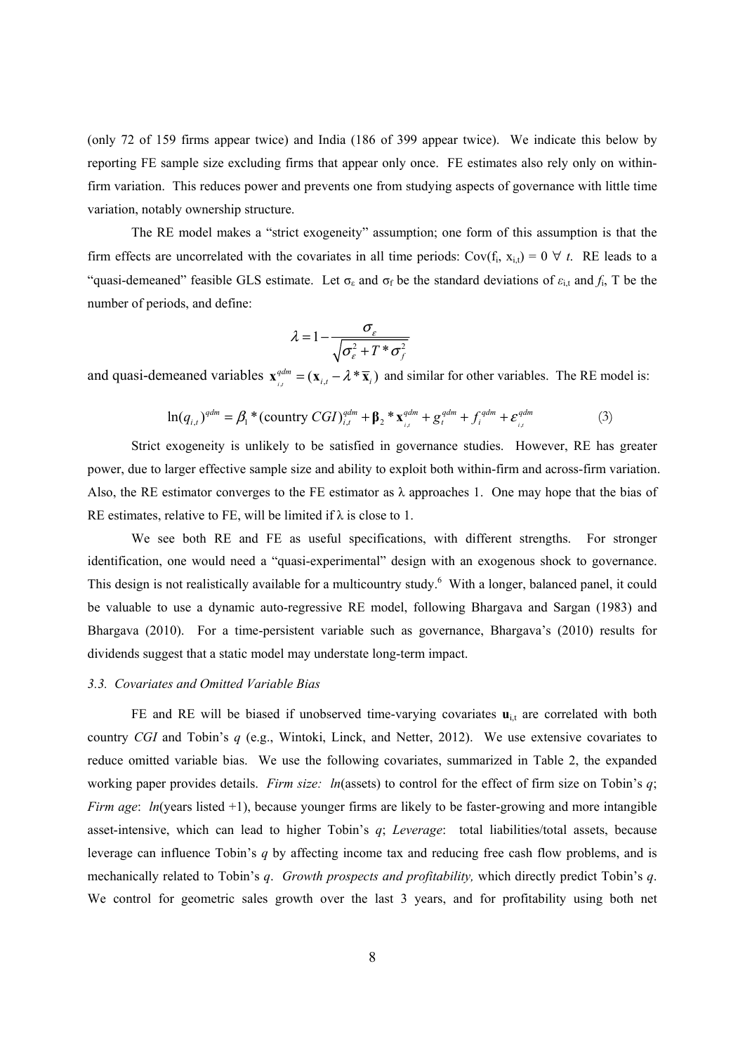(only 72 of 159 firms appear twice) and India (186 of 399 appear twice). We indicate this below by reporting FE sample size excluding firms that appear only once. FE estimates also rely only on within-firm variation. This reduces power and prevents one from studying aspects of governance with little time variation, notably ownership structure.

The RE model makes a "strict exogeneity" assumption; one form of this assumption is that the firm effects are uncorrelated with the covariates in all time periods: $\text{Cov}(f_i, x_{i,t}) = 0 \; \forall \; t$. RE leads to a "quasi-demeaned" feasible GLS estimate. Let $\sigma_\varepsilon$ and $\sigma_f$ be the standard deviations of $\varepsilon_{i,t}$ and $f_i$, T be the number of periods, and define:

$$\lambda = 1 - \frac{\sigma_\varepsilon}{\sqrt{\sigma_\varepsilon^2 + T * \sigma_f^2}}$$

and quasi-demeaned variables $\mathbf{x}_{i,t}^{qdm} = (\mathbf{x}_{i,t} - \lambda * \overline{\mathbf{x}}_i)$ and similar for other variables. The RE model is:

$$\ln(q_{i,t})^{qdm} = \beta_1 * (\text{country } CGI)_{i,t}^{qdm} + \boldsymbol{\beta}_2 * \mathbf{x}_{i,t}^{qdm} + g_t^{qdm} + f_i^{qdm} + \varepsilon_{i,t}^{qdm} \qquad (3)$$

Strict exogeneity is unlikely to be satisfied in governance studies. However, RE has greater power, due to larger effective sample size and ability to exploit both within-firm and across-firm variation. Also, the RE estimator converges to the FE estimator as λ approaches 1. One may hope that the bias of RE estimates, relative to FE, will be limited if λ is close to 1.

We see both RE and FE as useful specifications, with different strengths. For stronger identification, one would need a "quasi-experimental" design with an exogenous shock to governance. This design is not realistically available for a multicountry study.[6] With a longer, balanced panel, it could be valuable to use a dynamic auto-regressive RE model, following Bhargava and Sargan (1983) and Bhargava (2010). For a time-persistent variable such as governance, Bhargava's (2010) results for dividends suggest that a static model may understate long-term impact.

### *3.3. Covariates and Omitted Variable Bias*

FE and RE will be biased if unobserved time-varying covariates $\mathbf{u}_{i,t}$ are correlated with both country *CGI* and Tobin's *q* (e.g., Wintoki, Linck, and Netter, 2012). We use extensive covariates to reduce omitted variable bias. We use the following covariates, summarized in Table 2, the expanded working paper provides details. *Firm size: ln*(assets) to control for the effect of firm size on Tobin's *q*; *Firm age*: *ln*(years listed +1), because younger firms are likely to be faster-growing and more intangible asset-intensive, which can lead to higher Tobin's *q*; *Leverage*: total liabilities/total assets, because leverage can influence Tobin's *q* by affecting income tax and reducing free cash flow problems, and is mechanically related to Tobin's *q*. *Growth prospects and profitability,* which directly predict Tobin's *q*. We control for geometric sales growth over the last 3 years, and for profitability using both net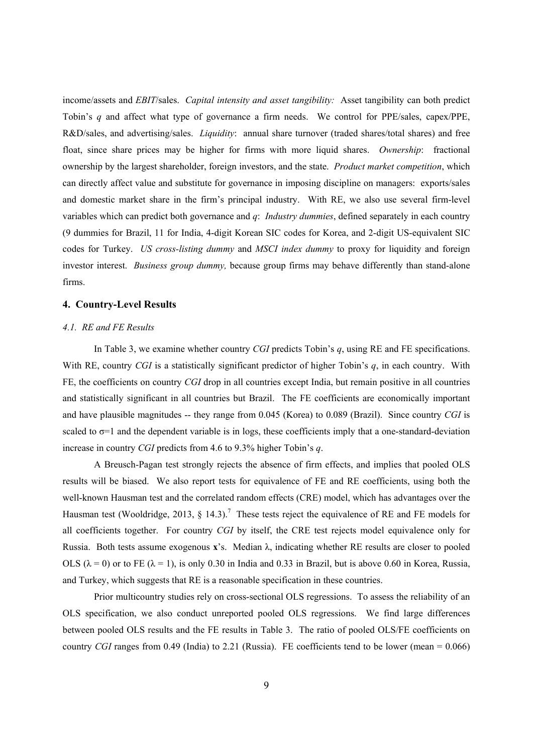income/assets and *EBIT*/sales. *Capital intensity and asset tangibility:* Asset tangibility can both predict Tobin's *q* and affect what type of governance a firm needs. We control for PPE/sales, capex/PPE, R&D/sales, and advertising/sales. *Liquidity*: annual share turnover (traded shares/total shares) and free float, since share prices may be higher for firms with more liquid shares. *Ownership*: fractional ownership by the largest shareholder, foreign investors, and the state. *Product market competition*, which can directly affect value and substitute for governance in imposing discipline on managers: exports/sales and domestic market share in the firm's principal industry. With RE, we also use several firm-level variables which can predict both governance and *q*: *Industry dummies*, defined separately in each country (9 dummies for Brazil, 11 for India, 4-digit Korean SIC codes for Korea, and 2-digit US-equivalent SIC codes for Turkey. *US cross-listing dummy* and *MSCI index dummy* to proxy for liquidity and foreign investor interest. *Business group dummy,* because group firms may behave differently than stand-alone firms.

## 4. Country-Level Results

### *4.1. RE and FE Results*

In Table 3, we examine whether country *CGI* predicts Tobin's *q*, using RE and FE specifications. With RE, country *CGI* is a statistically significant predictor of higher Tobin's *q*, in each country. With FE, the coefficients on country *CGI* drop in all countries except India, but remain positive in all countries and statistically significant in all countries but Brazil. The FE coefficients are economically important and have plausible magnitudes -- they range from 0.045 (Korea) to 0.089 (Brazil). Since country *CGI* is scaled to $\sigma$=1 and the dependent variable is in logs, these coefficients imply that a one-standard-deviation increase in country *CGI* predicts from 4.6 to 9.3% higher Tobin's *q*.

A Breusch-Pagan test strongly rejects the absence of firm effects, and implies that pooled OLS results will be biased. We also report tests for equivalence of FE and RE coefficients, using both the well-known Hausman test and the correlated random effects (CRE) model, which has advantages over the Hausman test (Wooldridge, 2013, § 14.3).[7] These tests reject the equivalence of RE and FE models for all coefficients together. For country *CGI* by itself, the CRE test rejects model equivalence only for Russia. Both tests assume exogenous $\mathbf{x}$'s. Median $\lambda$, indicating whether RE results are closer to pooled OLS ($\lambda = 0$) or to FE ($\lambda = 1$), is only 0.30 in India and 0.33 in Brazil, but is above 0.60 in Korea, Russia, and Turkey, which suggests that RE is a reasonable specification in these countries.

Prior multicountry studies rely on cross-sectional OLS regressions. To assess the reliability of an OLS specification, we also conduct unreported pooled OLS regressions. We find large differences between pooled OLS results and the FE results in Table 3. The ratio of pooled OLS/FE coefficients on country *CGI* ranges from 0.49 (India) to 2.21 (Russia). FE coefficients tend to be lower (mean = 0.066)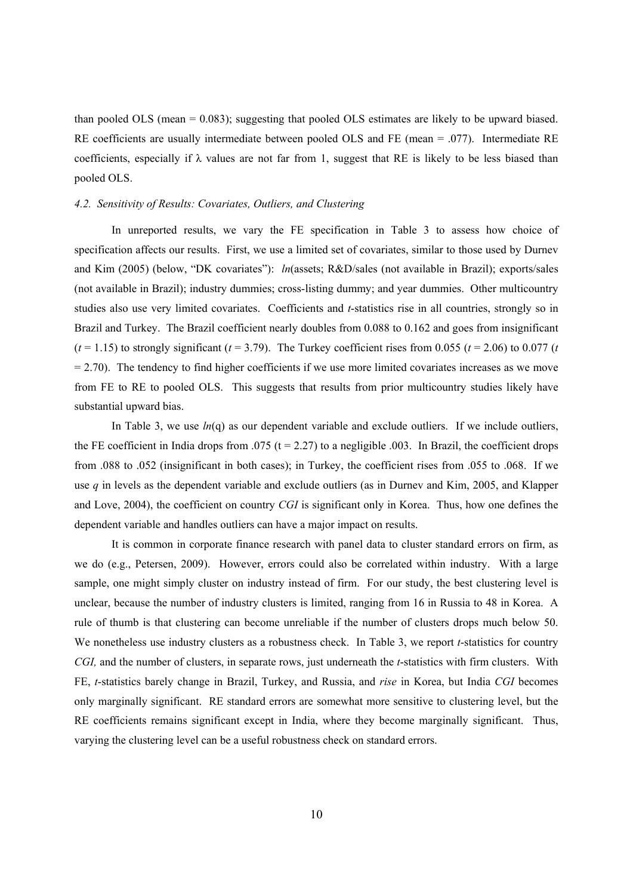than pooled OLS (mean = 0.083); suggesting that pooled OLS estimates are likely to be upward biased. RE coefficients are usually intermediate between pooled OLS and FE (mean = .077). Intermediate RE coefficients, especially if $\lambda$ values are not far from 1, suggest that RE is likely to be less biased than pooled OLS.

### *4.2. Sensitivity of Results: Covariates, Outliers, and Clustering*

In unreported results, we vary the FE specification in Table 3 to assess how choice of specification affects our results. First, we use a limited set of covariates, similar to those used by Durnev and Kim (2005) (below, "DK covariates"): *ln*(assets; R&D/sales (not available in Brazil); exports/sales (not available in Brazil); industry dummies; cross-listing dummy; and year dummies. Other multicountry studies also use very limited covariates. Coefficients and *t*-statistics rise in all countries, strongly so in Brazil and Turkey. The Brazil coefficient nearly doubles from 0.088 to 0.162 and goes from insignificant ($t$ = 1.15) to strongly significant ($t$ = 3.79). The Turkey coefficient rises from 0.055 ($t$ = 2.06) to 0.077 ($t$ = 2.70). The tendency to find higher coefficients if we use more limited covariates increases as we move from FE to RE to pooled OLS. This suggests that results from prior multicountry studies likely have substantial upward bias.

In Table 3, we use *ln*(q) as our dependent variable and exclude outliers. If we include outliers, the FE coefficient in India drops from .075 (t = 2.27) to a negligible .003. In Brazil, the coefficient drops from .088 to .052 (insignificant in both cases); in Turkey, the coefficient rises from .055 to .068. If we use *q* in levels as the dependent variable and exclude outliers (as in Durnev and Kim, 2005, and Klapper and Love, 2004), the coefficient on country *CGI* is significant only in Korea. Thus, how one defines the dependent variable and handles outliers can have a major impact on results.

It is common in corporate finance research with panel data to cluster standard errors on firm, as we do (e.g., Petersen, 2009). However, errors could also be correlated within industry. With a large sample, one might simply cluster on industry instead of firm. For our study, the best clustering level is unclear, because the number of industry clusters is limited, ranging from 16 in Russia to 48 in Korea. A rule of thumb is that clustering can become unreliable if the number of clusters drops much below 50. We nonetheless use industry clusters as a robustness check. In Table 3, we report *t*-statistics for country *CGI,* and the number of clusters, in separate rows, just underneath the *t*-statistics with firm clusters. With FE, *t*-statistics barely change in Brazil, Turkey, and Russia, and *rise* in Korea, but India *CGI* becomes only marginally significant. RE standard errors are somewhat more sensitive to clustering level, but the RE coefficients remains significant except in India, where they become marginally significant. Thus, varying the clustering level can be a useful robustness check on standard errors.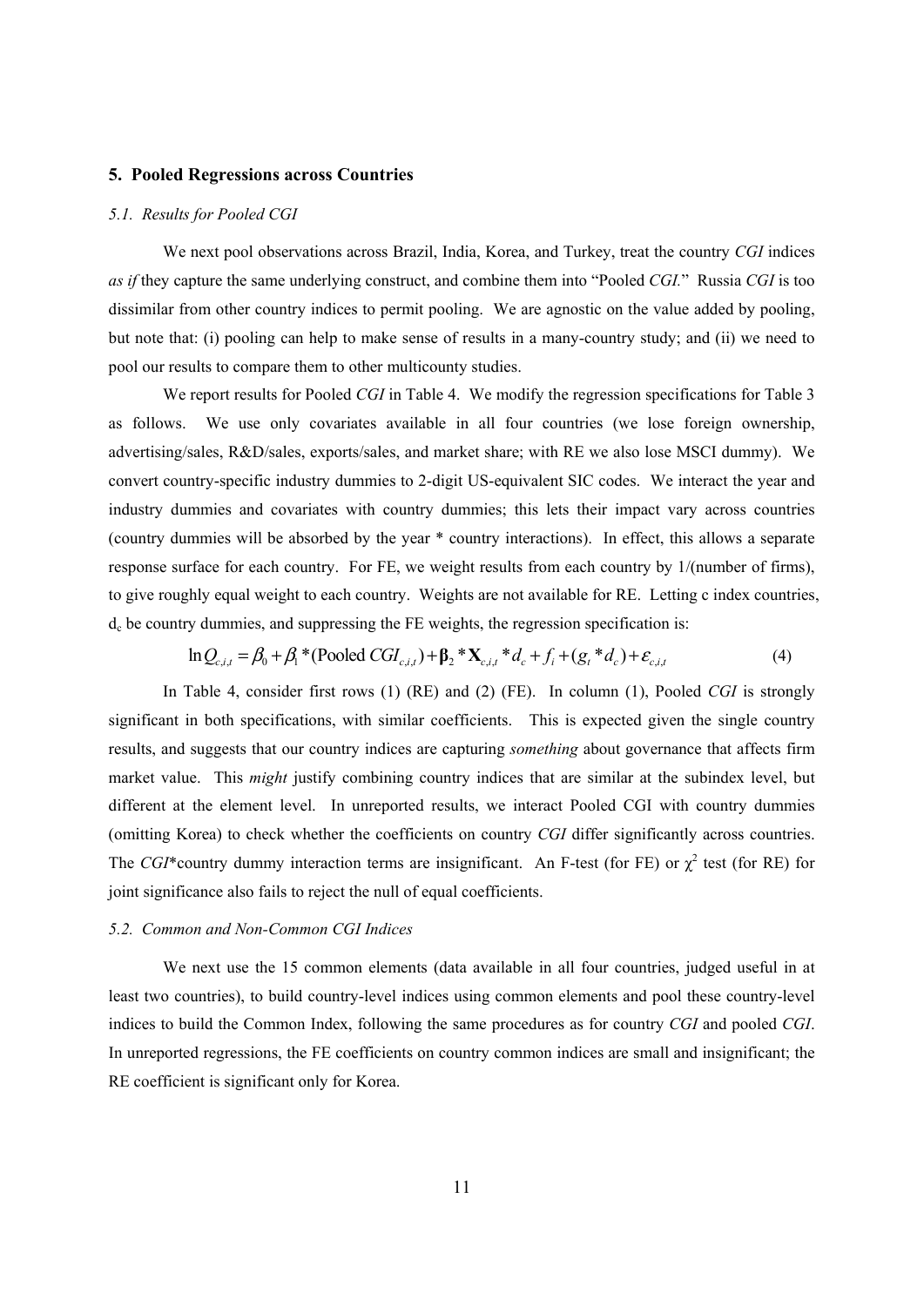## 5. Pooled Regressions across Countries

### *5.1. Results for Pooled CGI*

We next pool observations across Brazil, India, Korea, and Turkey, treat the country *CGI* indices *as if* they capture the same underlying construct, and combine them into "Pooled *CGI*." Russia *CGI* is too dissimilar from other country indices to permit pooling. We are agnostic on the value added by pooling, but note that: (i) pooling can help to make sense of results in a many-country study; and (ii) we need to pool our results to compare them to other multicounty studies.

We report results for Pooled *CGI* in Table 4. We modify the regression specifications for Table 3 as follows. We use only covariates available in all four countries (we lose foreign ownership, advertising/sales, R&D/sales, exports/sales, and market share; with RE we also lose MSCI dummy). We convert country-specific industry dummies to 2-digit US-equivalent SIC codes. We interact the year and industry dummies and covariates with country dummies; this lets their impact vary across countries (country dummies will be absorbed by the year * country interactions). In effect, this allows a separate response surface for each country. For FE, we weight results from each country by 1/(number of firms), to give roughly equal weight to each country. Weights are not available for RE. Letting c index countries, $d_c$ be country dummies, and suppressing the FE weights, the regression specification is:

$$\ln Q_{c,i,t} = \beta_0 + \beta_1 * (\text{Pooled } CGI_{c,i,t}) + \boldsymbol{\beta}_2 * \mathbf{X}_{c,i,t} * d_c + f_i + (g_t * d_c) + \varepsilon_{c,i,t} \tag{4}$$

In Table 4, consider first rows (1) (RE) and (2) (FE). In column (1), Pooled *CGI* is strongly significant in both specifications, with similar coefficients. This is expected given the single country results, and suggests that our country indices are capturing *something* about governance that affects firm market value. This *might* justify combining country indices that are similar at the subindex level, but different at the element level. In unreported results, we interact Pooled CGI with country dummies (omitting Korea) to check whether the coefficients on country *CGI* differ significantly across countries. The *CGI**country dummy interaction terms are insignificant. An F-test (for FE) or $\chi^2$ test (for RE) for joint significance also fails to reject the null of equal coefficients.

### *5.2. Common and Non-Common CGI Indices*

We next use the 15 common elements (data available in all four countries, judged useful in at least two countries), to build country-level indices using common elements and pool these country-level indices to build the Common Index, following the same procedures as for country *CGI* and pooled *CGI*. In unreported regressions, the FE coefficients on country common indices are small and insignificant; the RE coefficient is significant only for Korea.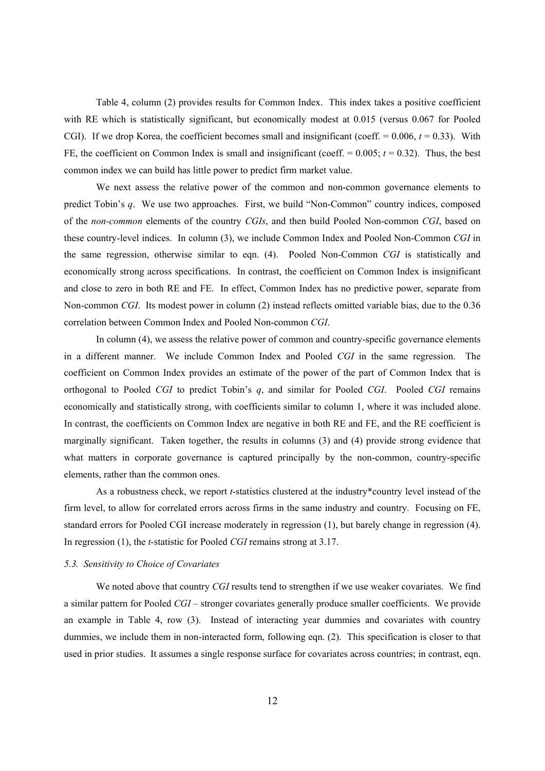Table 4, column (2) provides results for Common Index. This index takes a positive coefficient with RE which is statistically significant, but economically modest at 0.015 (versus 0.067 for Pooled CGI). If we drop Korea, the coefficient becomes small and insignificant (coeff. = 0.006, $t$ = 0.33). With FE, the coefficient on Common Index is small and insignificant (coeff. = 0.005; $t$ = 0.32). Thus, the best common index we can build has little power to predict firm market value.

We next assess the relative power of the common and non-common governance elements to predict Tobin's $q$. We use two approaches. First, we build "Non-Common" country indices, composed of the *non-common* elements of the country *CGIs*, and then build Pooled Non-common *CGI*, based on these country-level indices. In column (3), we include Common Index and Pooled Non-Common *CGI* in the same regression, otherwise similar to eqn. (4). Pooled Non-Common *CGI* is statistically and economically strong across specifications. In contrast, the coefficient on Common Index is insignificant and close to zero in both RE and FE. In effect, Common Index has no predictive power, separate from Non-common *CGI*. Its modest power in column (2) instead reflects omitted variable bias, due to the 0.36 correlation between Common Index and Pooled Non-common *CGI*.

In column (4), we assess the relative power of common and country-specific governance elements in a different manner. We include Common Index and Pooled *CGI* in the same regression. The coefficient on Common Index provides an estimate of the power of the part of Common Index that is orthogonal to Pooled *CGI* to predict Tobin's $q$, and similar for Pooled *CGI*. Pooled *CGI* remains economically and statistically strong, with coefficients similar to column 1, where it was included alone. In contrast, the coefficients on Common Index are negative in both RE and FE, and the RE coefficient is marginally significant. Taken together, the results in columns (3) and (4) provide strong evidence that what matters in corporate governance is captured principally by the non-common, country-specific elements, rather than the common ones.

As a robustness check, we report $t$-statistics clustered at the industry*country level instead of the firm level, to allow for correlated errors across firms in the same industry and country. Focusing on FE, standard errors for Pooled CGI increase moderately in regression (1), but barely change in regression (4). In regression (1), the $t$-statistic for Pooled *CGI* remains strong at 3.17.

### *5.3. Sensitivity to Choice of Covariates*

We noted above that country *CGI* results tend to strengthen if we use weaker covariates. We find a similar pattern for Pooled *CGI* – stronger covariates generally produce smaller coefficients. We provide an example in Table 4, row (3). Instead of interacting year dummies and covariates with country dummies, we include them in non-interacted form, following eqn. (2). This specification is closer to that used in prior studies. It assumes a single response surface for covariates across countries; in contrast, eqn.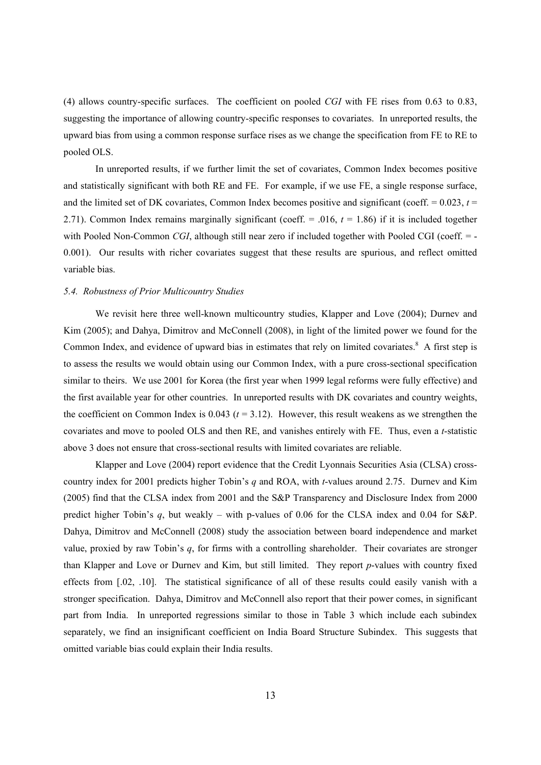(4) allows country-specific surfaces. The coefficient on pooled *CGI* with FE rises from 0.63 to 0.83, suggesting the importance of allowing country-specific responses to covariates. In unreported results, the upward bias from using a common response surface rises as we change the specification from FE to RE to pooled OLS.

In unreported results, if we further limit the set of covariates, Common Index becomes positive and statistically significant with both RE and FE. For example, if we use FE, a single response surface, and the limited set of DK covariates, Common Index becomes positive and significant (coeff. = 0.023, $t$ = 2.71). Common Index remains marginally significant (coeff. = .016, $t$ = 1.86) if it is included together with Pooled Non-Common *CGI*, although still near zero if included together with Pooled CGI (coeff. = -0.001). Our results with richer covariates suggest that these results are spurious, and reflect omitted variable bias.

### *5.4. Robustness of Prior Multicountry Studies*

We revisit here three well-known multicountry studies, Klapper and Love (2004); Durnev and Kim (2005); and Dahya, Dimitrov and McConnell (2008), in light of the limited power we found for the Common Index, and evidence of upward bias in estimates that rely on limited covariates.[8] A first step is to assess the results we would obtain using our Common Index, with a pure cross-sectional specification similar to theirs. We use 2001 for Korea (the first year when 1999 legal reforms were fully effective) and the first available year for other countries. In unreported results with DK covariates and country weights, the coefficient on Common Index is 0.043 ($t$ = 3.12). However, this result weakens as we strengthen the covariates and move to pooled OLS and then RE, and vanishes entirely with FE. Thus, even a $t$-statistic above 3 does not ensure that cross-sectional results with limited covariates are reliable.

Klapper and Love (2004) report evidence that the Credit Lyonnais Securities Asia (CLSA) cross-country index for 2001 predicts higher Tobin's $q$ and ROA, with $t$-values around 2.75. Durnev and Kim (2005) find that the CLSA index from 2001 and the S&P Transparency and Disclosure Index from 2000 predict higher Tobin's $q$, but weakly – with p-values of 0.06 for the CLSA index and 0.04 for S&P. Dahya, Dimitrov and McConnell (2008) study the association between board independence and market value, proxied by raw Tobin's $q$, for firms with a controlling shareholder. Their covariates are stronger than Klapper and Love or Durnev and Kim, but still limited. They report $p$-values with country fixed effects from [.02, .10]. The statistical significance of all of these results could easily vanish with a stronger specification. Dahya, Dimitrov and McConnell also report that their power comes, in significant part from India. In unreported regressions similar to those in Table 3 which include each subindex separately, we find an insignificant coefficient on India Board Structure Subindex. This suggests that omitted variable bias could explain their India results.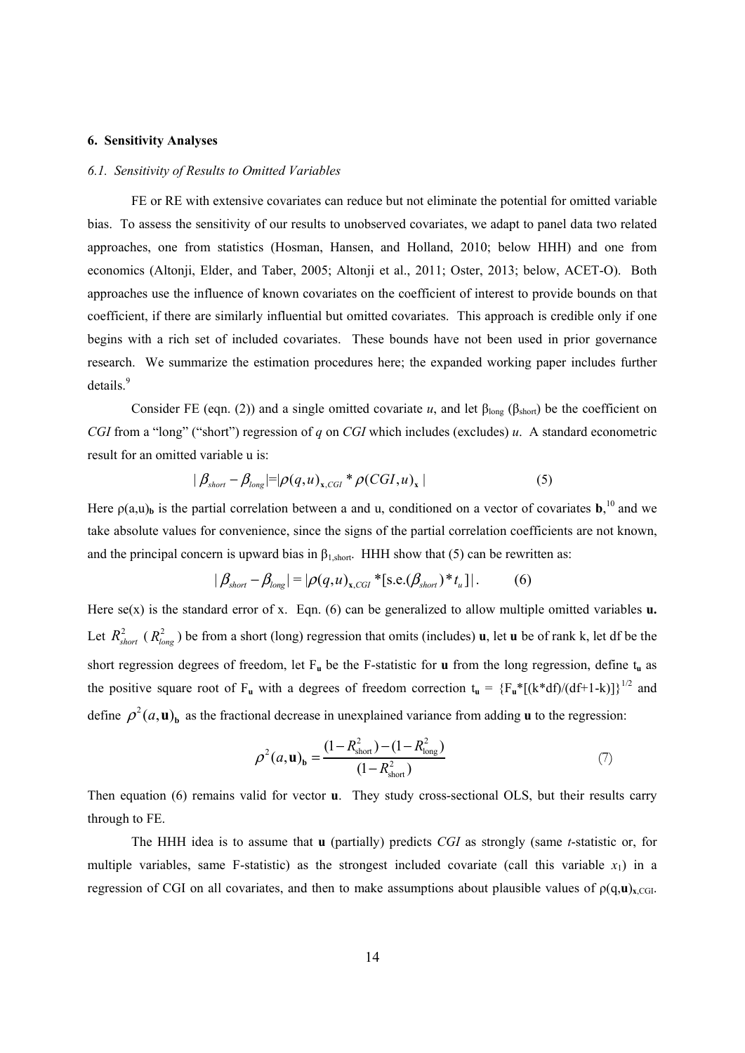## 6. Sensitivity Analyses

### *6.1. Sensitivity of Results to Omitted Variables*

FE or RE with extensive covariates can reduce but not eliminate the potential for omitted variable bias. To assess the sensitivity of our results to unobserved covariates, we adapt to panel data two related approaches, one from statistics (Hosman, Hansen, and Holland, 2010; below HHH) and one from economics (Altonji, Elder, and Taber, 2005; Altonji et al., 2011; Oster, 2013; below, ACET-O). Both approaches use the influence of known covariates on the coefficient of interest to provide bounds on that coefficient, if there are similarly influential but omitted covariates. This approach is credible only if one begins with a rich set of included covariates. These bounds have not been used in prior governance research. We summarize the estimation procedures here; the expanded working paper includes further details.[9]

Consider FE (eqn. (2)) and a single omitted covariate $u$, and let $\beta_{long}$ ($\beta_{short}$) be the coefficient on *CGI* from a "long" ("short") regression of $q$ on *CGI* which includes (excludes) $u$. A standard econometric result for an omitted variable u is:

$$|\beta_{short} - \beta_{long}| = |\rho(q,u)_{\mathbf{x},CGI} * \rho(CGI,u)_{\mathbf{x}}| \tag{5}$$

Here $\rho(a,u)_{\mathbf{b}}$ is the partial correlation between a and u, conditioned on a vector of covariates $\mathbf{b}$,[10] and we take absolute values for convenience, since the signs of the partial correlation coefficients are not known, and the principal concern is upward bias in $\beta_{1,short}$. HHH show that (5) can be rewritten as:

$$|\beta_{short} - \beta_{long}| = |\rho(q,u)_{\mathbf{x},CGI} * [\text{s.e.}(\beta_{short}) * t_u]|. \tag{6}$$

Here se(x) is the standard error of x. Eqn. (6) can be generalized to allow multiple omitted variables $\mathbf{u}$. Let $R^2_{short}$ ($R^2_{long}$) be from a short (long) regression that omits (includes) $\mathbf{u}$, let $\mathbf{u}$ be of rank k, let df be the short regression degrees of freedom, let $F_{\mathbf{u}}$ be the F-statistic for $\mathbf{u}$ from the long regression, define $t_{\mathbf{u}}$ as the positive square root of $F_{\mathbf{u}}$ with a degrees of freedom correction $t_{\mathbf{u}} = \{F_{\mathbf{u}}*[(k*df)/(df+1-k)]\}^{1/2}$ and define $\rho^2(a,\mathbf{u})_{\mathbf{b}}$ as the fractional decrease in unexplained variance from adding $\mathbf{u}$ to the regression:

$$\rho^2(a,\mathbf{u})_{\mathbf{b}} = \frac{(1-R^2_{\text{short}}) - (1-R^2_{\text{long}})}{(1-R^2_{\text{short}})} \tag{7}$$

Then equation (6) remains valid for vector $\mathbf{u}$. They study cross-sectional OLS, but their results carry through to FE.

The HHH idea is to assume that $\mathbf{u}$ (partially) predicts *CGI* as strongly (same *t*-statistic or, for multiple variables, same F-statistic) as the strongest included covariate (call this variable $x_1$) in a regression of CGI on all covariates, and then to make assumptions about plausible values of $\rho(q,\mathbf{u})_{\mathbf{x},CGI}$.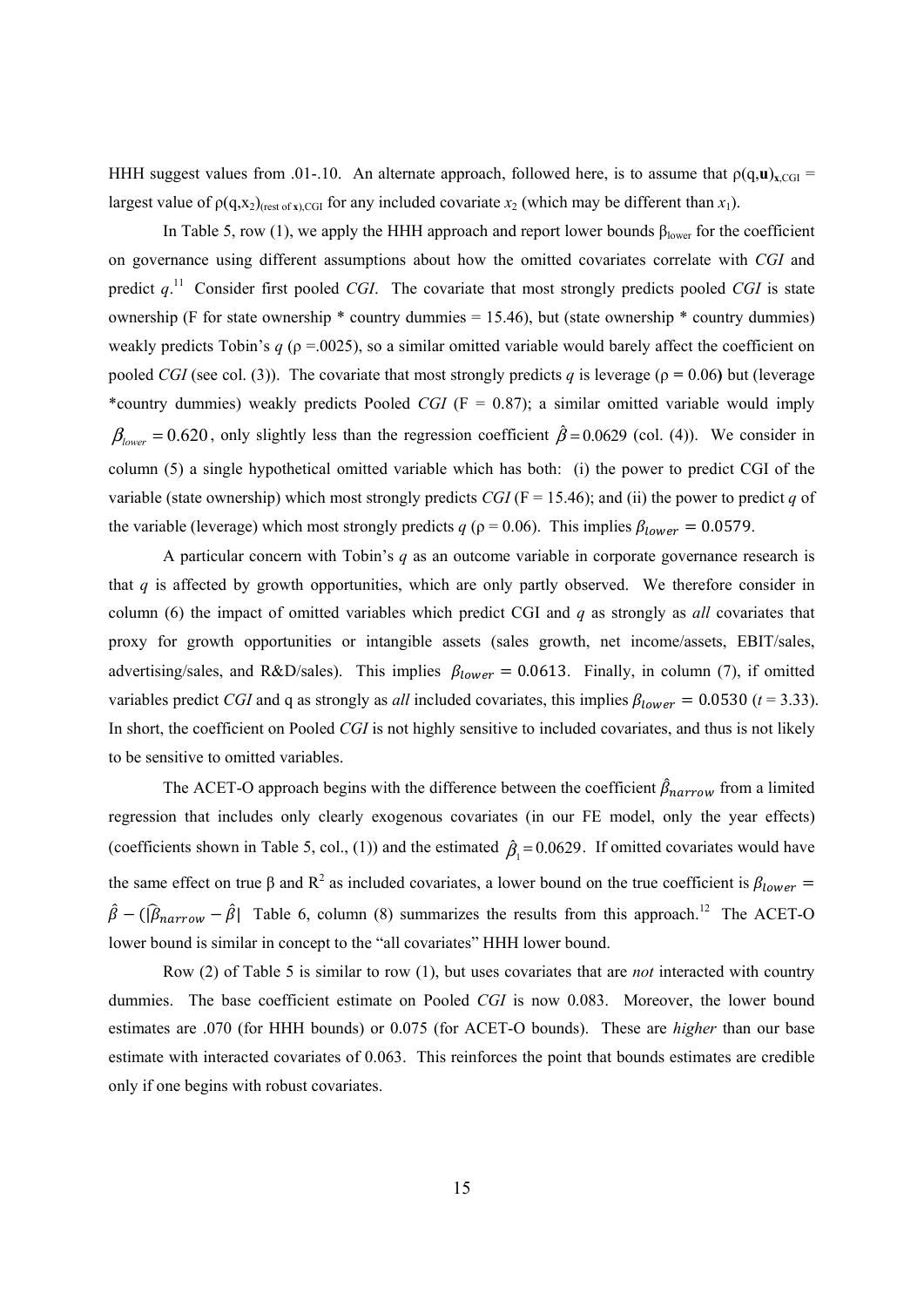HHH suggest values from .01-.10. An alternate approach, followed here, is to assume that $\rho(q,\mathbf{u})_{\mathbf{x},CGI}$ = largest value of $\rho(q,x_2)_{(\text{rest of } \mathbf{x}),CGI}$ for any included covariate $x_2$ (which may be different than $x_1$).

In Table 5, row (1), we apply the HHH approach and report lower bounds $\beta_{lower}$ for the coefficient on governance using different assumptions about how the omitted covariates correlate with *CGI* and predict *q*.[11] Consider first pooled *CGI*. The covariate that most strongly predicts pooled *CGI* is state ownership (F for state ownership * country dummies = 15.46), but (state ownership * country dummies) weakly predicts Tobin's *q* ($\rho$ =.0025), so a similar omitted variable would barely affect the coefficient on pooled *CGI* (see col. (3)). The covariate that most strongly predicts *q* is leverage ($\rho$ = 0.06) but (leverage *country dummies) weakly predicts Pooled *CGI* (F = 0.87); a similar omitted variable would imply $\beta_{lower} = 0.620$, only slightly less than the regression coefficient $\hat{\beta} = 0.0629$ (col. (4)). We consider in column (5) a single hypothetical omitted variable which has both: (i) the power to predict CGI of the variable (state ownership) which most strongly predicts *CGI* (F = 15.46); and (ii) the power to predict *q* of the variable (leverage) which most strongly predicts *q* ($\rho$ = 0.06). This implies $\beta_{lower} = 0.0579$.

A particular concern with Tobin's *q* as an outcome variable in corporate governance research is that *q* is affected by growth opportunities, which are only partly observed. We therefore consider in column (6) the impact of omitted variables which predict CGI and *q* as strongly as *all* covariates that proxy for growth opportunities or intangible assets (sales growth, net income/assets, EBIT/sales, advertising/sales, and R&D/sales). This implies $\beta_{lower} = 0.0613$. Finally, in column (7), if omitted variables predict *CGI* and q as strongly as *all* included covariates, this implies $\beta_{lower} = 0.0530$ (*t* = 3.33). In short, the coefficient on Pooled *CGI* is not highly sensitive to included covariates, and thus is not likely to be sensitive to omitted variables.

The ACET-O approach begins with the difference between the coefficient $\hat{\beta}_{narrow}$ from a limited regression that includes only clearly exogenous covariates (in our FE model, only the year effects) (coefficients shown in Table 5, col., (1)) and the estimated $\hat{\beta}_1 = 0.0629$. If omitted covariates would have the same effect on true β and $R^2$ as included covariates, a lower bound on the true coefficient is $\beta_{lower} = \hat{\beta} - (|\hat{\beta}_{narrow} - \hat{\beta}|$ Table 6, column (8) summarizes the results from this approach.[12] The ACET-O lower bound is similar in concept to the "all covariates" HHH lower bound.

Row (2) of Table 5 is similar to row (1), but uses covariates that are *not* interacted with country dummies. The base coefficient estimate on Pooled *CGI* is now 0.083. Moreover, the lower bound estimates are .070 (for HHH bounds) or 0.075 (for ACET-O bounds). These are *higher* than our base estimate with interacted covariates of 0.063. This reinforces the point that bounds estimates are credible only if one begins with robust covariates.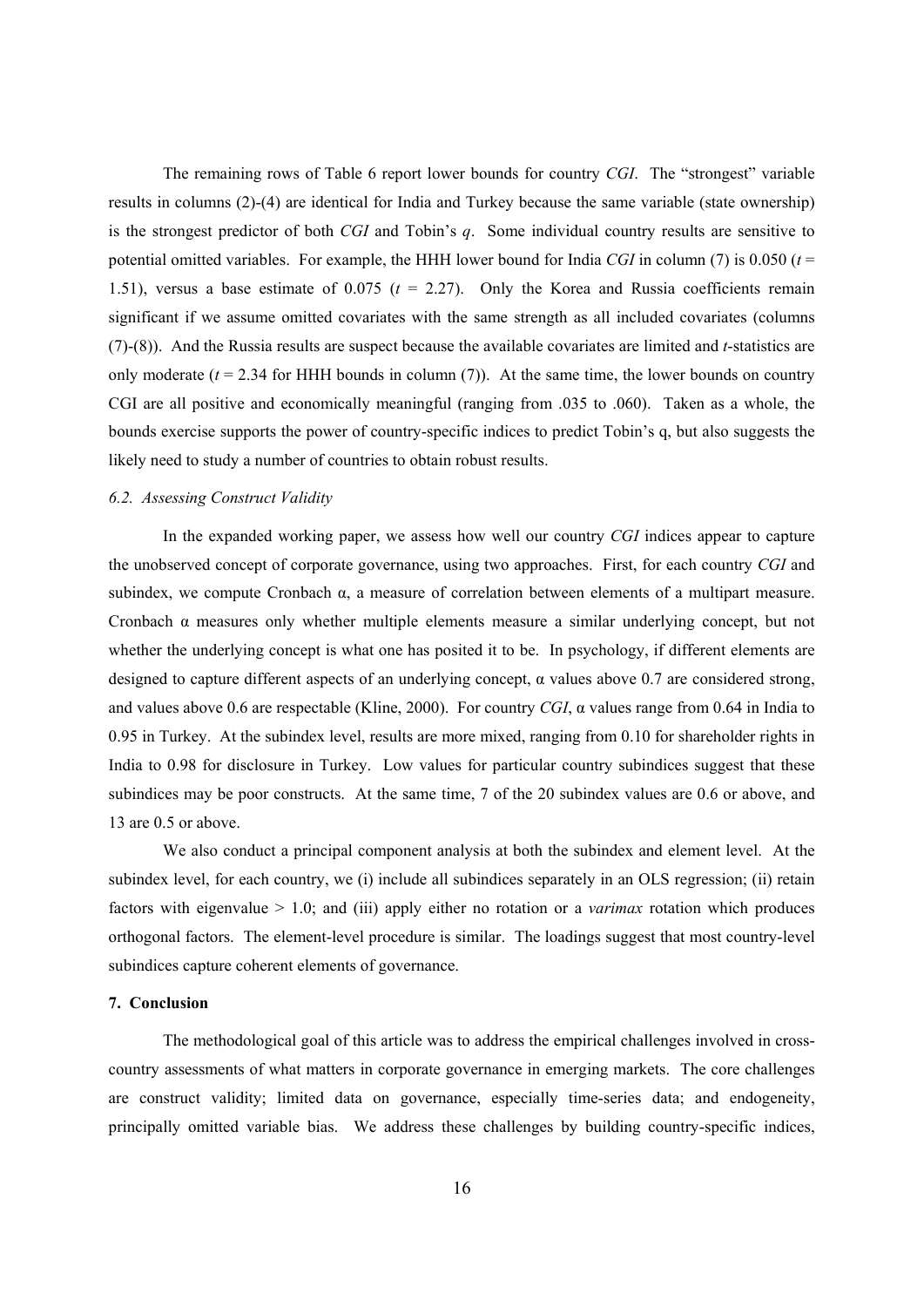The remaining rows of Table 6 report lower bounds for country *CGI*. The "strongest" variable results in columns (2)-(4) are identical for India and Turkey because the same variable (state ownership) is the strongest predictor of both *CGI* and Tobin's *q*. Some individual country results are sensitive to potential omitted variables. For example, the HHH lower bound for India *CGI* in column (7) is 0.050 ($t$ = 1.51), versus a base estimate of 0.075 ($t$ = 2.27). Only the Korea and Russia coefficients remain significant if we assume omitted covariates with the same strength as all included covariates (columns (7)-(8)). And the Russia results are suspect because the available covariates are limited and *t*-statistics are only moderate ($t$ = 2.34 for HHH bounds in column (7)). At the same time, the lower bounds on country CGI are all positive and economically meaningful (ranging from .035 to .060). Taken as a whole, the bounds exercise supports the power of country-specific indices to predict Tobin's q, but also suggests the likely need to study a number of countries to obtain robust results.

### *6.2. Assessing Construct Validity*

In the expanded working paper, we assess how well our country *CGI* indices appear to capture the unobserved concept of corporate governance, using two approaches. First, for each country *CGI* and subindex, we compute Cronbach α, a measure of correlation between elements of a multipart measure. Cronbach α measures only whether multiple elements measure a similar underlying concept, but not whether the underlying concept is what one has posited it to be. In psychology, if different elements are designed to capture different aspects of an underlying concept, α values above 0.7 are considered strong, and values above 0.6 are respectable (Kline, 2000). For country *CGI*, α values range from 0.64 in India to 0.95 in Turkey. At the subindex level, results are more mixed, ranging from 0.10 for shareholder rights in India to 0.98 for disclosure in Turkey. Low values for particular country subindices suggest that these subindices may be poor constructs. At the same time, 7 of the 20 subindex values are 0.6 or above, and 13 are 0.5 or above.

We also conduct a principal component analysis at both the subindex and element level. At the subindex level, for each country, we (i) include all subindices separately in an OLS regression; (ii) retain factors with eigenvalue > 1.0; and (iii) apply either no rotation or a *varimax* rotation which produces orthogonal factors. The element-level procedure is similar. The loadings suggest that most country-level subindices capture coherent elements of governance.

## 7. Conclusion

The methodological goal of this article was to address the empirical challenges involved in cross-country assessments of what matters in corporate governance in emerging markets. The core challenges are construct validity; limited data on governance, especially time-series data; and endogeneity, principally omitted variable bias. We address these challenges by building country-specific indices,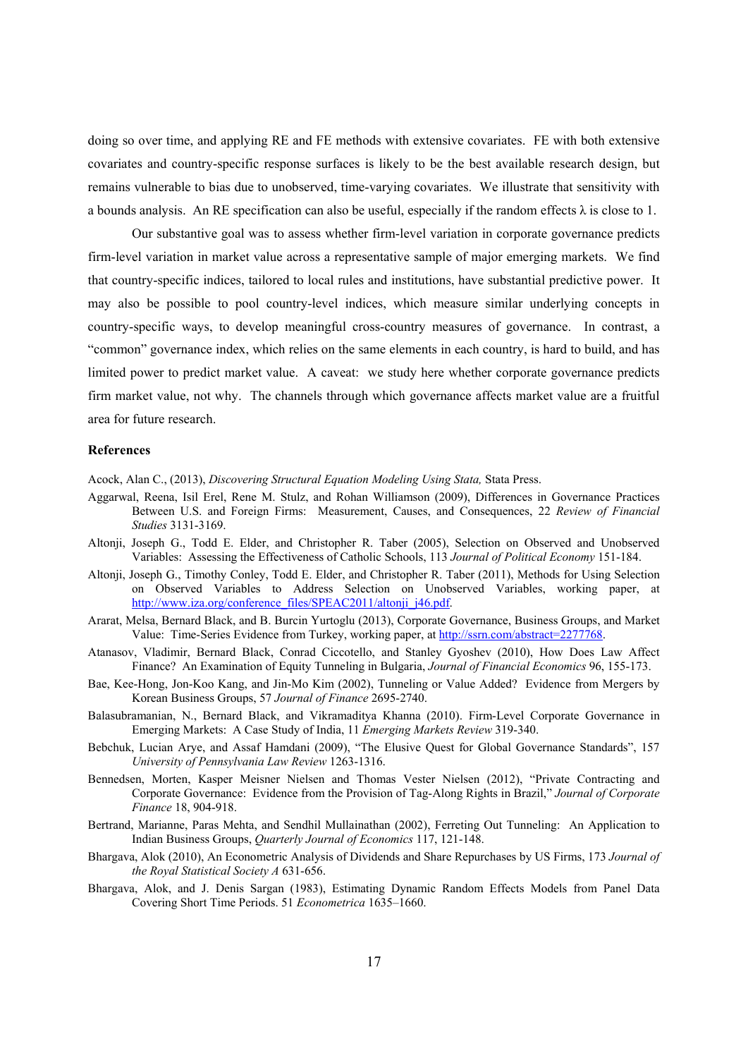doing so over time, and applying RE and FE methods with extensive covariates. FE with both extensive covariates and country-specific response surfaces is likely to be the best available research design, but remains vulnerable to bias due to unobserved, time-varying covariates. We illustrate that sensitivity with a bounds analysis. An RE specification can also be useful, especially if the random effects $\lambda$ is close to 1.

Our substantive goal was to assess whether firm-level variation in corporate governance predicts firm-level variation in market value across a representative sample of major emerging markets. We find that country-specific indices, tailored to local rules and institutions, have substantial predictive power. It may also be possible to pool country-level indices, which measure similar underlying concepts in country-specific ways, to develop meaningful cross-country measures of governance. In contrast, a "common" governance index, which relies on the same elements in each country, is hard to build, and has limited power to predict market value. A caveat: we study here whether corporate governance predicts firm market value, not why. The channels through which governance affects market value are a fruitful area for future research.

## References

Acock, Alan C., (2013), *Discovering Structural Equation Modeling Using Stata,* Stata Press.

Aggarwal, Reena, Isil Erel, Rene M. Stulz, and Rohan Williamson (2009), Differences in Governance Practices Between U.S. and Foreign Firms: Measurement, Causes, and Consequences, 22 *Review of Financial Studies* 3131-3169.

Altonji, Joseph G., Todd E. Elder, and Christopher R. Taber (2005), Selection on Observed and Unobserved Variables: Assessing the Effectiveness of Catholic Schools, 113 *Journal of Political Economy* 151-184.

Altonji, Joseph G., Timothy Conley, Todd E. Elder, and Christopher R. Taber (2011), Methods for Using Selection on Observed Variables to Address Selection on Unobserved Variables, working paper, at http://www.iza.org/conference_files/SPEAC2011/altonji_j46.pdf.

Ararat, Melsa, Bernard Black, and B. Burcin Yurtoglu (2013), Corporate Governance, Business Groups, and Market Value: Time-Series Evidence from Turkey, working paper, at http://ssrn.com/abstract=2277768.

Atanasov, Vladimir, Bernard Black, Conrad Ciccotello, and Stanley Gyoshev (2010), How Does Law Affect Finance? An Examination of Equity Tunneling in Bulgaria, *Journal of Financial Economics* 96, 155-173.

Bae, Kee-Hong, Jon-Koo Kang, and Jin-Mo Kim (2002), Tunneling or Value Added? Evidence from Mergers by Korean Business Groups, 57 *Journal of Finance* 2695-2740.

Balasubramanian, N., Bernard Black, and Vikramaditya Khanna (2010). Firm-Level Corporate Governance in Emerging Markets: A Case Study of India, 11 *Emerging Markets Review* 319-340.

Bebchuk, Lucian Arye, and Assaf Hamdani (2009), "The Elusive Quest for Global Governance Standards", 157 *University of Pennsylvania Law Review* 1263-1316.

Bennedsen, Morten, Kasper Meisner Nielsen and Thomas Vester Nielsen (2012), "Private Contracting and Corporate Governance: Evidence from the Provision of Tag-Along Rights in Brazil," *Journal of Corporate Finance* 18, 904-918.

Bertrand, Marianne, Paras Mehta, and Sendhil Mullainathan (2002), Ferreting Out Tunneling: An Application to Indian Business Groups, *Quarterly Journal of Economics* 117, 121-148.

Bhargava, Alok (2010), An Econometric Analysis of Dividends and Share Repurchases by US Firms, 173 *Journal of the Royal Statistical Society A* 631-656.

Bhargava, Alok, and J. Denis Sargan (1983), Estimating Dynamic Random Effects Models from Panel Data Covering Short Time Periods. 51 *Econometrica* 1635–1660.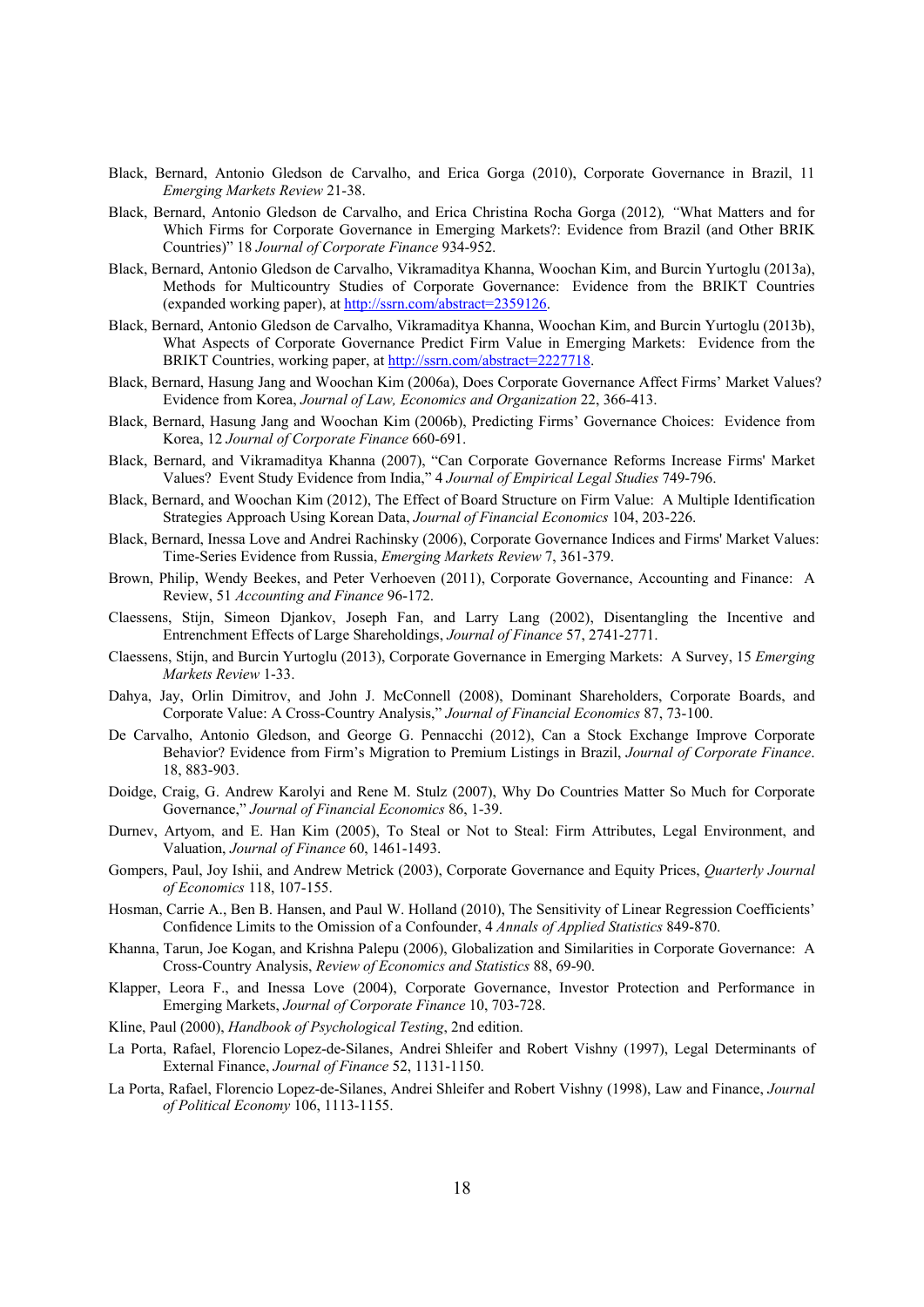Black, Bernard, Antonio Gledson de Carvalho, and Erica Gorga (2010), Corporate Governance in Brazil, 11 *Emerging Markets Review* 21-38.

Black, Bernard, Antonio Gledson de Carvalho, and Erica Christina Rocha Gorga (2012)*, "*What Matters and for Which Firms for Corporate Governance in Emerging Markets?: Evidence from Brazil (and Other BRIK Countries)" 18 *Journal of Corporate Finance* 934-952.

Black, Bernard, Antonio Gledson de Carvalho, Vikramaditya Khanna, Woochan Kim, and Burcin Yurtoglu (2013a), Methods for Multicountry Studies of Corporate Governance: Evidence from the BRIKT Countries (expanded working paper), at http://ssrn.com/abstract=2359126.

Black, Bernard, Antonio Gledson de Carvalho, Vikramaditya Khanna, Woochan Kim, and Burcin Yurtoglu (2013b), What Aspects of Corporate Governance Predict Firm Value in Emerging Markets: Evidence from the BRIKT Countries, working paper, at http://ssrn.com/abstract=2227718.

Black, Bernard, Hasung Jang and Woochan Kim (2006a), Does Corporate Governance Affect Firms' Market Values? Evidence from Korea, *Journal of Law, Economics and Organization* 22, 366-413.

Black, Bernard, Hasung Jang and Woochan Kim (2006b), Predicting Firms' Governance Choices: Evidence from Korea, 12 *Journal of Corporate Finance* 660-691.

Black, Bernard, and Vikramaditya Khanna (2007), "Can Corporate Governance Reforms Increase Firms' Market Values? Event Study Evidence from India," 4 *Journal of Empirical Legal Studies* 749-796.

Black, Bernard, and Woochan Kim (2012), The Effect of Board Structure on Firm Value: A Multiple Identification Strategies Approach Using Korean Data, *Journal of Financial Economics* 104, 203-226.

Black, Bernard, Inessa Love and Andrei Rachinsky (2006), Corporate Governance Indices and Firms' Market Values: Time-Series Evidence from Russia, *Emerging Markets Review* 7, 361-379.

Brown, Philip, Wendy Beekes, and Peter Verhoeven (2011), Corporate Governance, Accounting and Finance: A Review, 51 *Accounting and Finance* 96-172.

Claessens, Stijn, Simeon Djankov, Joseph Fan, and Larry Lang (2002), Disentangling the Incentive and Entrenchment Effects of Large Shareholdings, *Journal of Finance* 57, 2741-2771.

Claessens, Stijn, and Burcin Yurtoglu (2013), Corporate Governance in Emerging Markets: A Survey, 15 *Emerging Markets Review* 1-33.

Dahya, Jay, Orlin Dimitrov, and John J. McConnell (2008), Dominant Shareholders, Corporate Boards, and Corporate Value: A Cross-Country Analysis," *Journal of Financial Economics* 87, 73-100.

De Carvalho, Antonio Gledson, and George G. Pennacchi (2012), Can a Stock Exchange Improve Corporate Behavior? Evidence from Firm's Migration to Premium Listings in Brazil, *Journal of Corporate Finance*. 18, 883-903.

Doidge, Craig, G. Andrew Karolyi and Rene M. Stulz (2007), Why Do Countries Matter So Much for Corporate Governance," *Journal of Financial Economics* 86, 1-39.

Durnev, Artyom, and E. Han Kim (2005), To Steal or Not to Steal: Firm Attributes, Legal Environment, and Valuation, *Journal of Finance* 60, 1461-1493.

Gompers, Paul, Joy Ishii, and Andrew Metrick (2003), Corporate Governance and Equity Prices, *Quarterly Journal of Economics* 118, 107-155.

Hosman, Carrie A., Ben B. Hansen, and Paul W. Holland (2010), The Sensitivity of Linear Regression Coefficients' Confidence Limits to the Omission of a Confounder, 4 *Annals of Applied Statistics* 849-870.

Khanna, Tarun, Joe Kogan, and Krishna Palepu (2006), Globalization and Similarities in Corporate Governance: A Cross-Country Analysis, *Review of Economics and Statistics* 88, 69-90.

Klapper, Leora F., and Inessa Love (2004), Corporate Governance, Investor Protection and Performance in Emerging Markets, *Journal of Corporate Finance* 10, 703-728.

Kline, Paul (2000), *Handbook of Psychological Testing*, 2nd edition.

La Porta, Rafael, Florencio Lopez-de-Silanes, Andrei Shleifer and Robert Vishny (1997), Legal Determinants of External Finance, *Journal of Finance* 52, 1131-1150.

La Porta, Rafael, Florencio Lopez-de-Silanes, Andrei Shleifer and Robert Vishny (1998), Law and Finance, *Journal of Political Economy* 106, 1113-1155.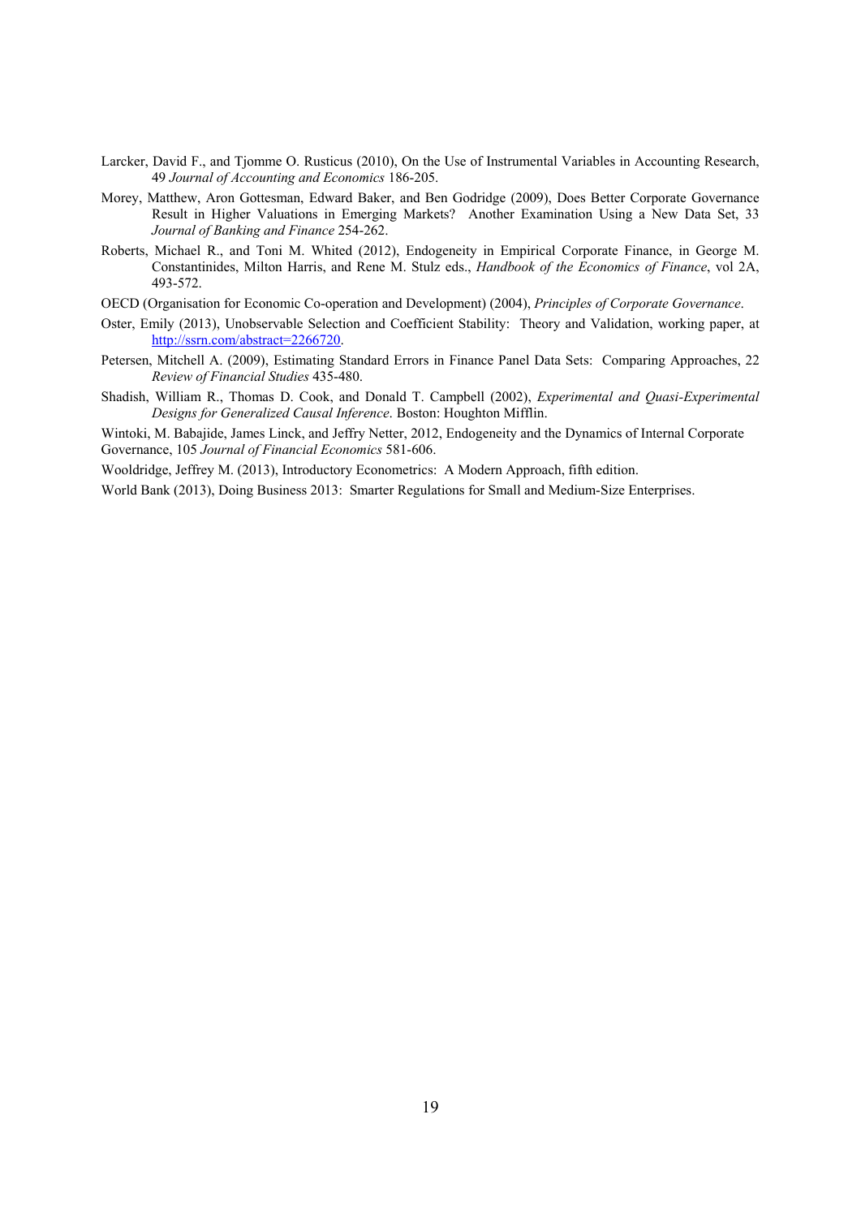Larcker, David F., and Tjomme O. Rusticus (2010), On the Use of Instrumental Variables in Accounting Research, 49 *Journal of Accounting and Economics* 186-205.

Morey, Matthew, Aron Gottesman, Edward Baker, and Ben Godridge (2009), Does Better Corporate Governance Result in Higher Valuations in Emerging Markets? Another Examination Using a New Data Set, 33 *Journal of Banking and Finance* 254-262.

Roberts, Michael R., and Toni M. Whited (2012), Endogeneity in Empirical Corporate Finance, in George M. Constantinides, Milton Harris, and Rene M. Stulz eds., *Handbook of the Economics of Finance*, vol 2A, 493-572.

OECD (Organisation for Economic Co-operation and Development) (2004), *Principles of Corporate Governance*.

Oster, Emily (2013), Unobservable Selection and Coefficient Stability: Theory and Validation, working paper, at http://ssrn.com/abstract=2266720.

Petersen, Mitchell A. (2009), Estimating Standard Errors in Finance Panel Data Sets: Comparing Approaches, 22 *Review of Financial Studies* 435-480.

Shadish, William R., Thomas D. Cook, and Donald T. Campbell (2002), *Experimental and Quasi-Experimental Designs for Generalized Causal Inference*. Boston: Houghton Mifflin.

Wintoki, M. Babajide, James Linck, and Jeffry Netter, 2012, Endogeneity and the Dynamics of Internal Corporate Governance, 105 *Journal of Financial Economics* 581-606.

Wooldridge, Jeffrey M. (2013), Introductory Econometrics: A Modern Approach, fifth edition.

World Bank (2013), Doing Business 2013: Smarter Regulations for Small and Medium-Size Enterprises.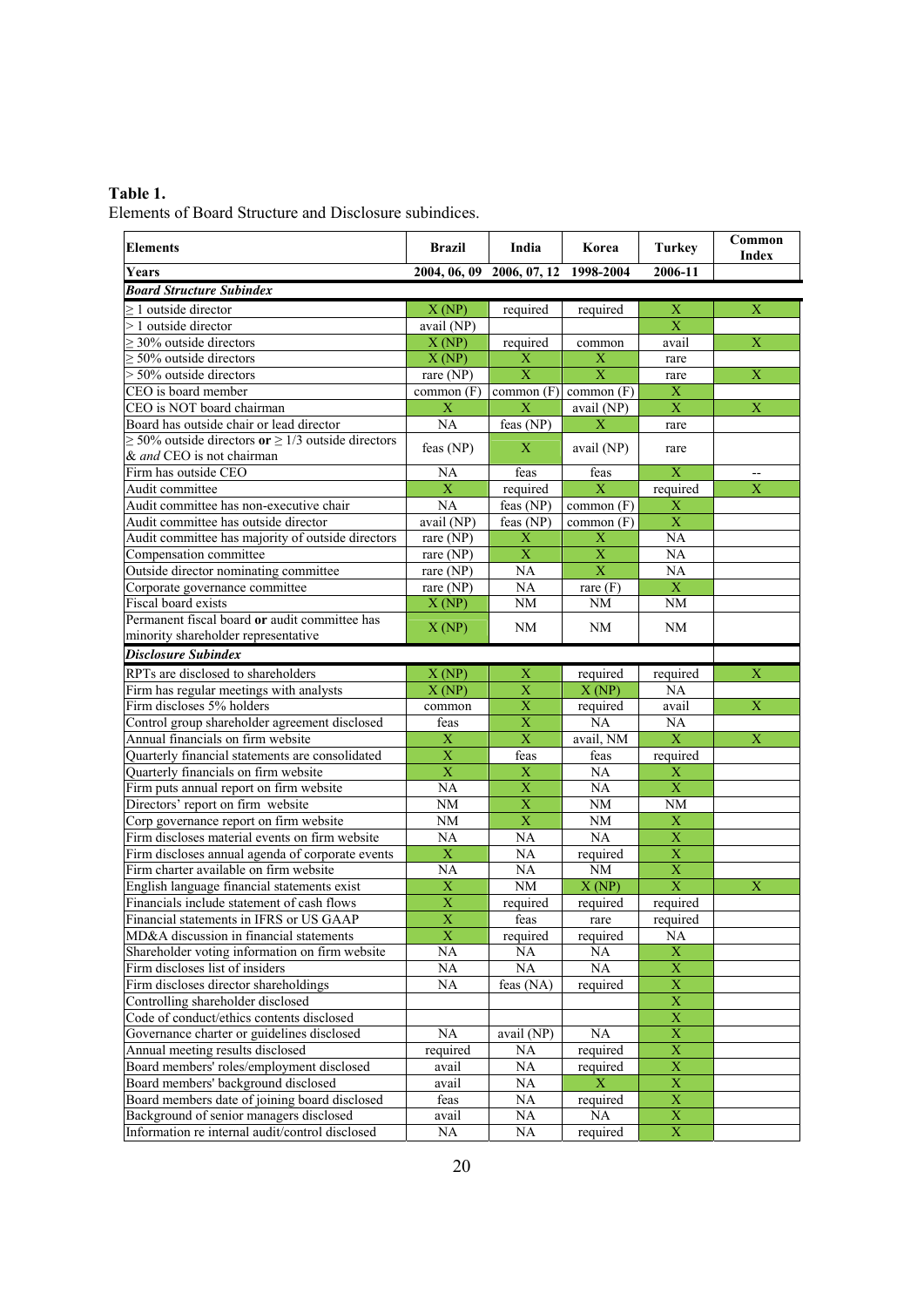**Table 1.**

Elements of Board Structure and Disclosure subindices.

| Elements | Brazil | India | Korea | Turkey | Common Index |
|---|---|---|---|---|---|
| **Years** | **2004, 06, 09** | **2006, 07, 12** | **1998-2004** | **2006-11** | |
| ***Board Structure Subindex*** | | | | | |
| ≥ 1 outside director | X (NP) | required | required | X | X |
| > 1 outside director | avail (NP) | | | X | |
| ≥ 30% outside directors | X (NP) | required | common | avail | X |
| ≥ 50% outside directors | X (NP) | X | X | rare | |
| > 50% outside directors | rare (NP) | X | X | rare | X |
| CEO is board member | common (F) | common (F) | common (F) | X | |
| CEO is NOT board chairman | X | X | avail (NP) | X | X |
| Board has outside chair or lead director | NA | feas (NP) | X | rare | |
| ≥ 50% outside directors **or** ≥ 1/3 outside directors & *and* CEO is not chairman | feas (NP) | X | avail (NP) | rare | |
| Firm has outside CEO | NA | feas | feas | X | -- |
| Audit committee | X | required | X | required | X |
| Audit committee has non-executive chair | NA | feas (NP) | common (F) | X | |
| Audit committee has outside director | avail (NP) | feas (NP) | common (F) | X | |
| Audit committee has majority of outside directors | rare (NP) | X | X | NA | |
| Compensation committee | rare (NP) | X | X | NA | |
| Outside director nominating committee | rare (NP) | NA | X | NA | |
| Corporate governance committee | rare (NP) | NA | rare (F) | X | |
| Fiscal board exists | X (NP) | NM | NM | NM | |
| Permanent fiscal board **or** audit committee has minority shareholder representative | X (NP) | NM | NM | NM | |
| ***Disclosure Subindex*** | | | | | |
| RPTs are disclosed to shareholders | X (NP) | X | required | required | X |
| Firm has regular meetings with analysts | X (NP) | X | X (NP) | NA | |
| Firm discloses 5% holders | common | X | required | avail | X |
| Control group shareholder agreement disclosed | feas | X | NA | NA | |
| Annual financials on firm website | X | X | avail, NM | X | X |
| Quarterly financial statements are consolidated | X | feas | feas | required | |
| Quarterly financials on firm website | X | X | NA | X | |
| Firm puts annual report on firm website | NA | X | NA | X | |
| Directors' report on firm website | NM | X | NM | NM | |
| Corp governance report on firm website | NM | X | NM | X | |
| Firm discloses material events on firm website | NA | NA | NA | X | |
| Firm discloses annual agenda of corporate events | X | NA | required | X | |
| Firm charter available on firm website | NA | NA | NM | X | |
| English language financial statements exist | X | NM | X (NP) | X | X |
| Financials include statement of cash flows | X | required | required | required | |
| Financial statements in IFRS or US GAAP | X | feas | rare | required | |
| MD&A discussion in financial statements | X | required | required | NA | |
| Shareholder voting information on firm website | NA | NA | NA | X | |
| Firm discloses list of insiders | NA | NA | NA | X | |
| Firm discloses director shareholdings | NA | feas (NA) | required | X | |
| Controlling shareholder disclosed | | | | X | |
| Code of conduct/ethics contents disclosed | | | | X | |
| Governance charter or guidelines disclosed | NA | avail (NP) | NA | X | |
| Annual meeting results disclosed | required | NA | required | X | |
| Board members' roles/employment disclosed | avail | NA | required | X | |
| Board members' background disclosed | avail | NA | X | X | |
| Board members date of joining board disclosed | feas | NA | required | X | |
| Background of senior managers disclosed | avail | NA | NA | X | |
| Information re internal audit/control disclosed | NA | NA | required | X | |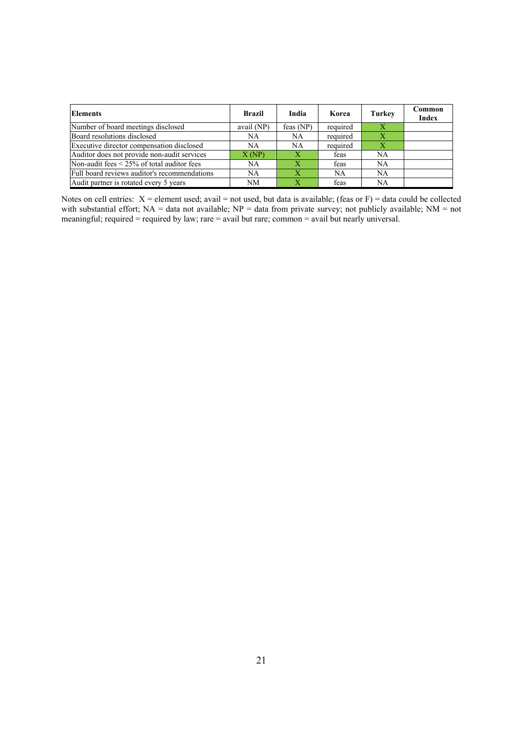| Elements | Brazil | India | Korea | Turkey | Common Index |
|---|---|---|---|---|---|
| Number of board meetings disclosed | avail (NP) | feas (NP) | required | X | |
| Board resolutions disclosed | NA | NA | required | X | |
| Executive director compensation disclosed | NA | NA | required | X | |
| Auditor does not provide non-audit services | X (NP) | X | feas | NA | |
| Non-audit fees < 25% of total auditor fees | NA | X | feas | NA | |
| Full board reviews auditor's recommendations | NA | X | NA | NA | |
| Audit partner is rotated every 5 years | NM | X | feas | NA | |

Notes on cell entries: X = element used; avail = not used, but data is available; (feas or F) = data could be collected with substantial effort; NA = data not available; NP = data from private survey; not publicly available; NM = not meaningful; required = required by law; rare = avail but rare; common = avail but nearly universal.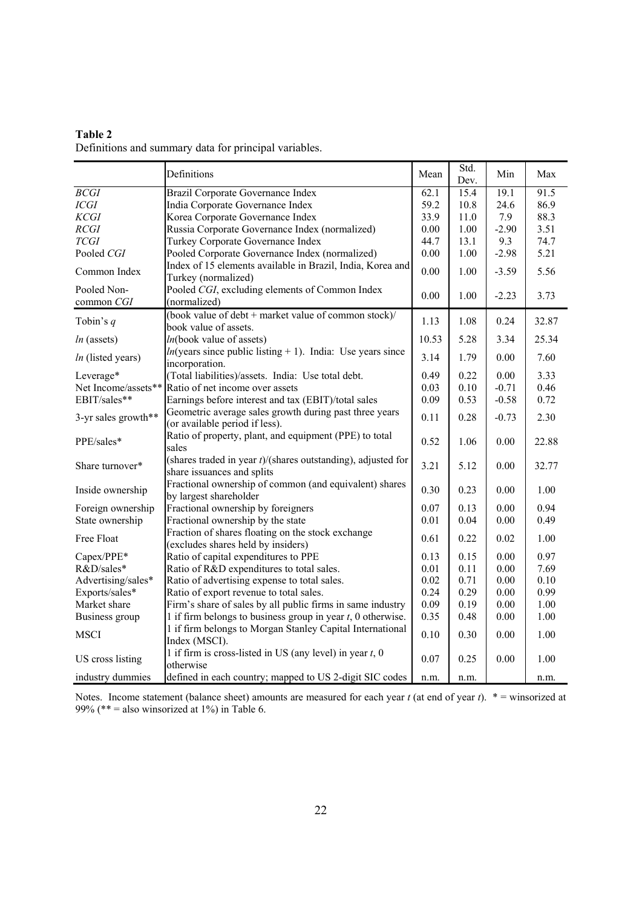**Table 2**
Definitions and summary data for principal variables.

| | Definitions | Mean | Std. Dev. | Min | Max |
|---|---|---|---|---|---|
| *BCGI* | Brazil Corporate Governance Index | 62.1 | 15.4 | 19.1 | 91.5 |
| *ICGI* | India Corporate Governance Index | 59.2 | 10.8 | 24.6 | 86.9 |
| *KCGI* | Korea Corporate Governance Index | 33.9 | 11.0 | 7.9 | 88.3 |
| *RCGI* | Russia Corporate Governance Index (normalized) | 0.00 | 1.00 | -2.90 | 3.51 |
| *TCGI* | Turkey Corporate Governance Index | 44.7 | 13.1 | 9.3 | 74.7 |
| Pooled *CGI* | Pooled Corporate Governance Index (normalized) | 0.00 | 1.00 | -2.98 | 5.21 |
| Common Index | Index of 15 elements available in Brazil, India, Korea and Turkey (normalized) | 0.00 | 1.00 | -3.59 | 5.56 |
| Pooled Non-common *CGI* | Pooled *CGI*, excluding elements of Common Index (normalized) | 0.00 | 1.00 | -2.23 | 3.73 |
| Tobin's *q* | (book value of debt + market value of common stock)/ book value of assets. | 1.13 | 1.08 | 0.24 | 32.87 |
| *ln* (assets) | *ln*(book value of assets) | 10.53 | 5.28 | 3.34 | 25.34 |
| *ln* (listed years) | *ln*(years since public listing + 1). India: Use years since incorporation. | 3.14 | 1.79 | 0.00 | 7.60 |
| Leverage* | (Total liabilities)/assets. India: Use total debt. | 0.49 | 0.22 | 0.00 | 3.33 |
| Net Income/assets** | Ratio of net income over assets | 0.03 | 0.10 | -0.71 | 0.46 |
| EBIT/sales** | Earnings before interest and tax (EBIT)/total sales | 0.09 | 0.53 | -0.58 | 0.72 |
| 3-yr sales growth** | Geometric average sales growth during past three years (or available period if less). | 0.11 | 0.28 | -0.73 | 2.30 |
| PPE/sales* | Ratio of property, plant, and equipment (PPE) to total sales | 0.52 | 1.06 | 0.00 | 22.88 |
| Share turnover* | (shares traded in year *t*)/(shares outstanding), adjusted for share issuances and splits | 3.21 | 5.12 | 0.00 | 32.77 |
| Inside ownership | Fractional ownership of common (and equivalent) shares by largest shareholder | 0.30 | 0.23 | 0.00 | 1.00 |
| Foreign ownership | Fractional ownership by foreigners | 0.07 | 0.13 | 0.00 | 0.94 |
| State ownership | Fractional ownership by the state | 0.01 | 0.04 | 0.00 | 0.49 |
| Free Float | Fraction of shares floating on the stock exchange (excludes shares held by insiders) | 0.61 | 0.22 | 0.02 | 1.00 |
| Capex/PPE* | Ratio of capital expenditures to PPE | 0.13 | 0.15 | 0.00 | 0.97 |
| R&D/sales* | Ratio of R&D expenditures to total sales. | 0.01 | 0.11 | 0.00 | 7.69 |
| Advertising/sales* | Ratio of advertising expense to total sales. | 0.02 | 0.71 | 0.00 | 0.10 |
| Exports/sales* | Ratio of export revenue to total sales. | 0.24 | 0.29 | 0.00 | 0.99 |
| Market share | Firm's share of sales by all public firms in same industry | 0.09 | 0.19 | 0.00 | 1.00 |
| Business group | 1 if firm belongs to business group in year *t*, 0 otherwise. | 0.35 | 0.48 | 0.00 | 1.00 |
| MSCI | 1 if firm belongs to Morgan Stanley Capital International Index (MSCI). | 0.10 | 0.30 | 0.00 | 1.00 |
| US cross listing | 1 if firm is cross-listed in US (any level) in year *t*, 0 otherwise | 0.07 | 0.25 | 0.00 | 1.00 |
| industry dummies | defined in each country; mapped to US 2-digit SIC codes | n.m. | n.m. | | n.m. |

Notes. Income statement (balance sheet) amounts are measured for each year *t* (at end of year *t*). * = winsorized at 99% (** = also winsorized at 1%) in Table 6.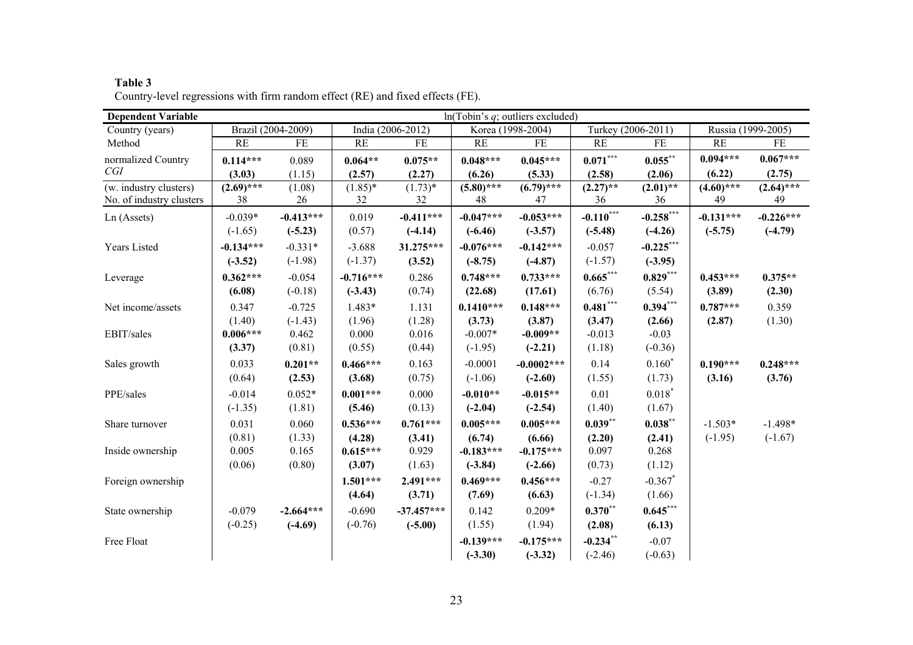**Table 3**

Country-level regressions with firm random effect (RE) and fixed effects (FE).

| Dependent Variable | ln(Tobin's *q*; outliers excluded) | | | | | | | | | |
|---|---|---|---|---|---|---|---|---|---|---|
| Country (years) | Brazil (2004-2009) | | India (2006-2012) | | Korea (1998-2004) | | Turkey (2006-2011) | | Russia (1999-2005) | |
| Method | RE | FE | RE | FE | RE | FE | RE | FE | RE | FE |
| normalized Country *CGI* | **0.114\*\*\*** | 0.089 | **0.064\*\*** | **0.075\*\*** | **0.048\*\*\*** | **0.045\*\*\*** | **0.071\*\*\*** | **0.055\*\*** | **0.094\*\*\*** | **0.067\*\*\*** |
| | **(3.03)** | (1.15) | **(2.57)** | **(2.27)** | **(6.26)** | **(5.33)** | **(2.58)** | **(2.06)** | **(6.22)** | **(2.75)** |
| (w. industry clusters) | **(2.69)\*\*\*** | (1.08) | (1.85)\* | (1.73)\* | **(5.80)\*\*\*** | **(6.79)\*\*\*** | **(2.27)\*\*** | **(2.01)\*\*** | **(4.60)\*\*\*** | **(2.64)\*\*\*** |
| No. of industry clusters | 38 | 26 | 32 | 32 | 48 | 47 | 36 | 36 | 49 | 49 |
| Ln (Assets) | -0.039\* | **-0.413\*\*\*** | 0.019 | **-0.411\*\*\*** | **-0.047\*\*\*** | **-0.053\*\*\*** | **-0.110\*\*\*** | **-0.258\*\*\*** | **-0.131\*\*\*** | **-0.226\*\*\*** |
| | (-1.65) | **(-5.23)** | (0.57) | **(-4.14)** | **(-6.46)** | **(-3.57)** | **(-5.48)** | **(-4.26)** | **(-5.75)** | **(-4.79)** |
| Years Listed | **-0.134\*\*\*** | -0.331\* | -3.688 | **31.275\*\*\*** | **-0.076\*\*\*** | **-0.142\*\*\*** | -0.057 | **-0.225\*\*\*** | | |
| | **(-3.52)** | (-1.98) | (-1.37) | **(3.52)** | **(-8.75)** | **(-4.87)** | (-1.57) | **(-3.95)** | | |
| Leverage | **0.362\*\*\*** | -0.054 | **-0.716\*\*\*** | 0.286 | **0.748\*\*\*** | **0.733\*\*\*** | **0.665\*\*\*** | **0.829\*\*\*** | **0.453\*\*\*** | **0.375\*\*** |
| | **(6.08)** | (-0.18) | **(-3.43)** | (0.74) | **(22.68)** | **(17.61)** | (6.76) | (5.54) | **(3.89)** | **(2.30)** |
| Net income/assets | 0.347 | -0.725 | 1.483\* | 1.131 | **0.1410\*\*\*** | **0.148\*\*\*** | **0.481\*\*\*** | **0.394\*\*\*** | **0.787\*\*\*** | 0.359 |
| | (1.40) | (-1.43) | (1.96) | (1.28) | **(3.73)** | **(3.87)** | **(3.47)** | **(2.66)** | **(2.87)** | (1.30) |
| EBIT/sales | **0.006\*\*\*** | 0.462 | 0.000 | 0.016 | -0.007\* | **-0.009\*\*** | -0.013 | -0.03 | | |
| | **(3.37)** | (0.81) | (0.55) | (0.44) | (-1.95) | **(-2.21)** | (1.18) | (-0.36) | | |
| Sales growth | 0.033 | **0.201\*\*** | **0.466\*\*\*** | 0.163 | -0.0001 | **-0.0002\*\*\*** | 0.14 | 0.160\* | **0.190\*\*\*** | **0.248\*\*\*** |
| | (0.64) | **(2.53)** | **(3.68)** | (0.75) | (-1.06) | **(-2.60)** | (1.55) | (1.73) | **(3.16)** | **(3.76)** |
| PPE/sales | -0.014 | 0.052\* | **0.001\*\*\*** | 0.000 | **-0.010\*\*** | **-0.015\*\*** | 0.01 | 0.018\* | | |
| | (-1.35) | (1.81) | **(5.46)** | (0.13) | **(-2.04)** | **(-2.54)** | (1.40) | (1.67) | | |
| Share turnover | 0.031 | 0.060 | **0.536\*\*\*** | **0.761\*\*\*** | **0.005\*\*\*** | **0.005\*\*\*** | **0.039\*\*** | **0.038\*\*** | -1.503\* | -1.498\* |
| | (0.81) | (1.33) | **(4.28)** | **(3.41)** | **(6.74)** | **(6.66)** | **(2.20)** | **(2.41)** | (-1.95) | (-1.67) |
| Inside ownership | 0.005 | 0.165 | **0.615\*\*\*** | 0.929 | **-0.183\*\*\*** | **-0.175\*\*\*** | 0.097 | 0.268 | | |
| | (0.06) | (0.80) | **(3.07)** | (1.63) | **(-3.84)** | **(-2.66)** | (0.73) | (1.12) | | |
| Foreign ownership | | | **1.501\*\*\*** | **2.491\*\*\*** | **0.469\*\*\*** | **0.456\*\*\*** | -0.27 | -0.367\* | | |
| | | | **(4.64)** | **(3.71)** | **(7.69)** | **(6.63)** | (-1.34) | (1.66) | | |
| State ownership | -0.079 | **-2.664\*\*\*** | -0.690 | **-37.457\*\*\*** | 0.142 | 0.209\* | **0.370\*\*** | **0.645\*\*\*** | | |
| | (-0.25) | **(-4.69)** | (-0.76) | **(-5.00)** | (1.55) | (1.94) | **(2.08)** | **(6.13)** | | |
| Free Float | | | | | **-0.139\*\*\*** | **-0.175\*\*\*** | **-0.234\*\*** | -0.07 | | |
| | | | | | **(-3.30)** | **(-3.32)** | (-2.46) | (-0.63) | | |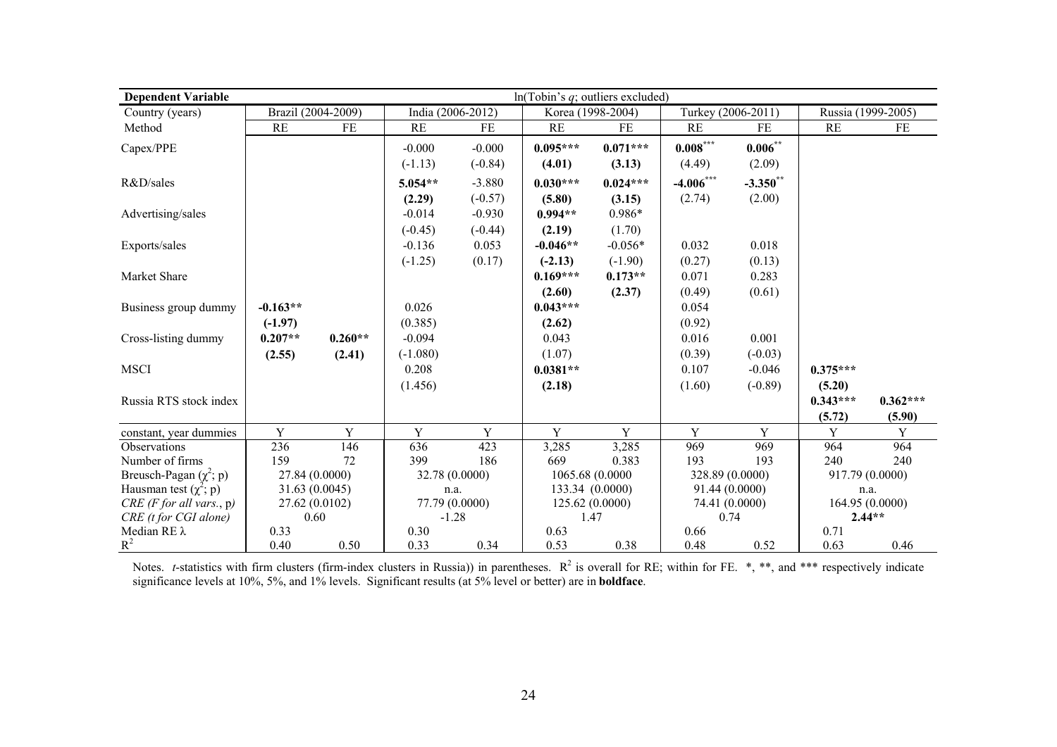| Dependent Variable | ln(Tobin's $q$; outliers excluded) | | | | | | | | | |
|---|---|---|---|---|---|---|---|---|---|---|
| Country (years) | Brazil (2004-2009) | | India (2006-2012) | | Korea (1998-2004) | | Turkey (2006-2011) | | Russia (1999-2005) | |
| Method | RE | FE | RE | FE | RE | FE | RE | FE | RE | FE |
| Capex/PPE | | | -0.000 | -0.000 | **0.095*** ** | **0.071*** ** | **0.008*** ** | **0.006** ** | | |
| | | | (-1.13) | (-0.84) | **(4.01)** | **(3.13)** | (4.49) | (2.09) | | |
| R&D/sales | | | **5.054** ** | -3.880 | **0.030*** ** | **0.024*** ** | **-4.006*** ** | **-3.350** ** | | |
| | | | **(2.29)** | (-0.57) | **(5.80)** | **(3.15)** | (2.74) | (2.00) | | |
| Advertising/sales | | | -0.014 | -0.930 | **0.994** ** | 0.986* | | | | |
| | | | (-0.45) | (-0.44) | **(2.19)** | (1.70) | | | | |
| Exports/sales | | | -0.136 | 0.053 | **-0.046** ** | -0.056* | 0.032 | 0.018 | | |
| | | | (-1.25) | (0.17) | **(-2.13)** | (-1.90) | (0.27) | (0.13) | | |
| Market Share | | | | | **0.169*** ** | **0.173** ** | 0.071 | 0.283 | | |
| | | | | | **(2.60)** | **(2.37)** | (0.49) | (0.61) | | |
| Business group dummy | **-0.163** ** | | 0.026 | | **0.043*** ** | | 0.054 | | | |
| | **(-1.97)** | | (0.385) | | **(2.62)** | | (0.92) | | | |
| Cross-listing dummy | **0.207** ** | **0.260** ** | -0.094 | | 0.043 | | 0.016 | 0.001 | | |
| | **(2.55)** | **(2.41)** | (-1.080) | | (1.07) | | (0.39) | (-0.03) | | |
| MSCI | | | 0.208 | | **0.0381** ** | | 0.107 | -0.046 | **0.375*** ** | |
| | | | (1.456) | | **(2.18)** | | (1.60) | (-0.89) | **(5.20)** | |
| Russia RTS stock index | | | | | | | | | **0.343*** ** | **0.362*** ** |
| | | | | | | | | | **(5.72)** | **(5.90)** |
| constant, year dummies | Y | Y | Y | Y | Y | Y | Y | Y | Y | Y |
| Observations | 236 | 146 | 636 | 423 | 3,285 | 3,285 | 969 | 969 | 964 | 964 |
| Number of firms | 159 | 72 | 399 | 186 | 669 | 0.383 | 193 | 193 | 240 | 240 |
| Breusch-Pagan ($\chi^2$; p) | 27.84 (0.0000) | | 32.78 (0.0000) | | 1065.68 (0.0000 | | 328.89 (0.0000) | | 917.79 (0.0000) | |
| Hausman test ($\chi^2$; p) | 31.63 (0.0045) | | n.a. | | 133.34 (0.0000) | | 91.44 (0.0000) | | n.a. | |
| *CRE (F for all vars., p)* | 27.62 (0.0102) | | 77.79 (0.0000) | | 125.62 (0.0000) | | 74.41 (0.0000) | | 164.95 (0.0000) | |
| *CRE (t for CGI alone)* | 0.60 | | -1.28 | | 1.47 | | 0.74 | | **2.44** ** | |
| Median RE $\lambda$ | 0.33 | | 0.30 | | 0.63 | | 0.66 | | 0.71 | |
| $R^2$ | 0.40 | 0.50 | 0.33 | 0.34 | 0.53 | 0.38 | 0.48 | 0.52 | 0.63 | 0.46 |

Notes. *t*-statistics with firm clusters (firm-index clusters in Russia)) in parentheses. $R^2$ is overall for RE; within for FE. *, **, and *** respectively indicate significance levels at 10%, 5%, and 1% levels. Significant results (at 5% level or better) are in **boldface**.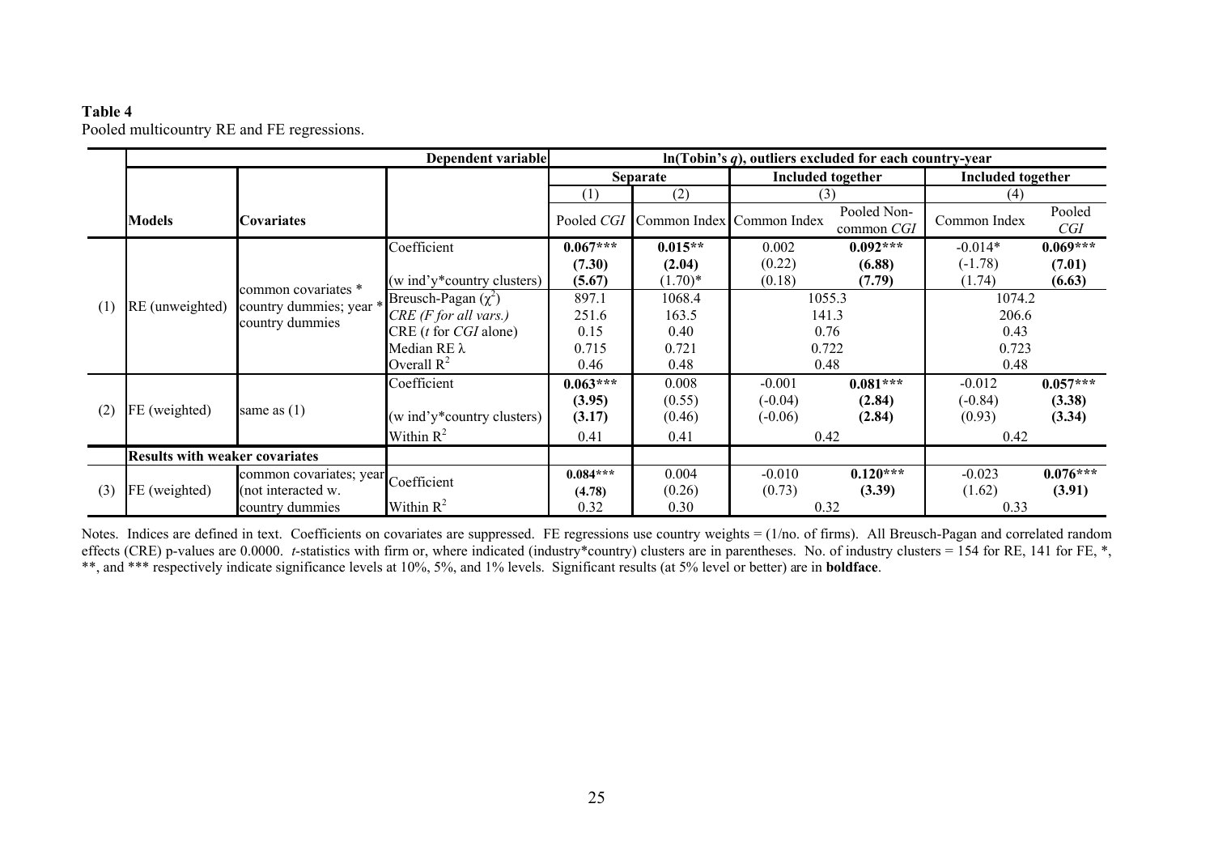**Table 4**
Pooled multicountry RE and FE regressions.

| | | | Dependent variable | ln(Tobin's *q*), outliers excluded for each country-year | | | | | |
|---|---|---|---|---|---|---|---|---|---|
| | | | | **Separate** | | **Included together** | | **Included together** | |
| | | | | (1) | (2) | (3) | | (4) | |
| | **Models** | **Covariates** | | Pooled *CGI* | Common Index | Common Index | Pooled Non-common *CGI* | Common Index | Pooled *CGI* |
| (1) | RE (unweighted) | common covariates * country dummies; year * country dummies | Coefficient | **0.067***\*** | **0.015\*\*** | 0.002 | **0.092\*\*\*** | -0.014* | **0.069\*\*\*** |
| | | | | **(7.30)** | **(2.04)** | (0.22) | **(6.88)** | (-1.78) | **(7.01)** |
| | | | (w ind'y*country clusters) | **(5.67)** | (1.70)* | (0.18) | **(7.79)** | (1.74) | **(6.63)** |
| | | | Breusch-Pagan ($\chi^2$) | 897.1 | 1068.4 | 1055.3 | | 1074.2 | |
| | | | *CRE (F for all vars.)* | 251.6 | 163.5 | 141.3 | | 206.6 | |
| | | | CRE (*t* for *CGI* alone) | 0.15 | 0.40 | 0.76 | | 0.43 | |
| | | | Median RE $\lambda$ | 0.715 | 0.721 | 0.722 | | 0.723 | |
| | | | Overall $R^2$ | 0.46 | 0.48 | 0.48 | | 0.48 | |
| (2) | FE (weighted) | same as (1) | Coefficient | **0.063\*\*\*** | 0.008 | -0.001 | **0.081\*\*\*** | -0.012 | **0.057\*\*\*** |
| | | | | **(3.95)** | (0.55) | (-0.04) | **(2.84)** | (-0.84) | **(3.38)** |
| | | | (w ind'y*country clusters) | **(3.17)** | (0.46) | (-0.06) | **(2.84)** | (0.93) | **(3.34)** |
| | | | Within $R^2$ | 0.41 | 0.41 | 0.42 | | 0.42 | |
| | **Results with weaker covariates** | | | | | | | | |
| (3) | FE (weighted) | common covariates; year (not interacted w. country dummies | Coefficient | **0.084\*\*\*** | 0.004 | -0.010 | **0.120\*\*\*** | -0.023 | **0.076\*\*\*** |
| | | | | **(4.78)** | (0.26) | (0.73) | **(3.39)** | (1.62) | **(3.91)** |
| | | | Within $R^2$ | 0.32 | 0.30 | 0.32 | | 0.33 | |

Notes. Indices are defined in text. Coefficients on covariates are suppressed. FE regressions use country weights = (1/no. of firms). All Breusch-Pagan and correlated random effects (CRE) p-values are 0.0000. *t*-statistics with firm or, where indicated (industry*country) clusters are in parentheses. No. of industry clusters = 154 for RE, 141 for FE, *, **, and *** respectively indicate significance levels at 10%, 5%, and 1% levels. Significant results (at 5% level or better) are in **boldface**.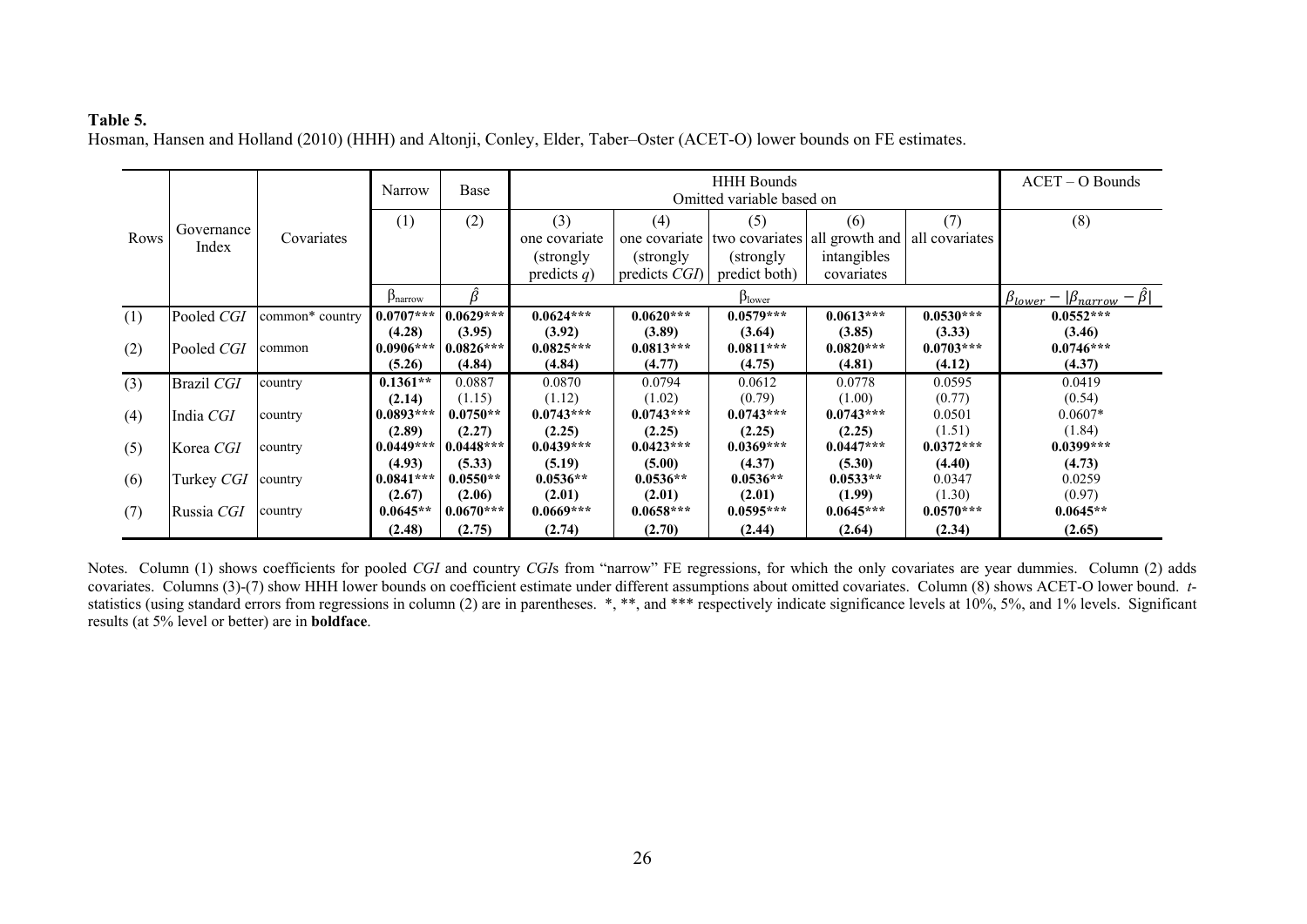**Table 5.**
Hosman, Hansen and Holland (2010) (HHH) and Altonji, Conley, Elder, Taber–Oster (ACET-O) lower bounds on FE estimates.

| Rows | Governance Index | Covariates | Narrow | Base | HHH Bounds Omitted variable based on | | | | | ACET – O Bounds |
|---|---|---|---|---|---|---|---|---|---|---|
| | | | (1) | (2) | (3) one covariate (strongly predicts $q$) | (4) one covariate (strongly predicts *CGI*) | (5) two covariates (strongly predict both) | (6) all growth and intangibles covariates | (7) all covariates | (8) |
| | | | $\beta_{narrow}$ | $\hat{\beta}$ | $\beta_{lower}$ | | | | | $\beta_{lower} - \lvert\beta_{narrow} - \hat{\beta}\rvert$ |
| (1) | Pooled *CGI* | common* country | **0.0707*** (4.28)** | **0.0629*** (3.95)** | **0.0624*** (3.92)** | **0.0620*** (3.89)** | **0.0579*** (3.64)** | **0.0613*** (3.85)** | **0.0530*** (3.33)** | **0.0552*** (3.46)** |
| (2) | Pooled *CGI* | common | **0.0906*** (5.26)** | **0.0826*** (4.84)** | **0.0825*** (4.84)** | **0.0813*** (4.77)** | **0.0811*** (4.75)** | **0.0820*** (4.81)** | **0.0703*** (4.12)** | **0.0746*** (4.37)** |
| (3) | Brazil *CGI* | country | **0.1361** (2.14)** | 0.0887 (1.15) | 0.0870 (1.12) | 0.0794 (1.02) | 0.0612 (0.79) | 0.0778 (1.00) | 0.0595 (0.77) | 0.0419 (0.54) |
| (4) | India *CGI* | country | **0.0893*** (2.89)** | **0.0750** (2.27)** | **0.0743*** (2.25)** | **0.0743*** (2.25)** | **0.0743*** (2.25)** | **0.0743*** (2.25)** | 0.0501 (1.51) | 0.0607* (1.84) |
| (5) | Korea *CGI* | country | **0.0449*** (4.93)** | **0.0448*** (5.33)** | **0.0439*** (5.19)** | **0.0423*** (5.00)** | **0.0369*** (4.37)** | **0.0447*** (5.30)** | **0.0372*** (4.40)** | **0.0399*** (4.73)** |
| (6) | Turkey *CGI* | country | **0.0841*** (2.67)** | **0.0550** (2.06)** | **0.0536** (2.01)** | **0.0536** (2.01)** | **0.0536** (2.01)** | **0.0533** (1.99)** | 0.0347 (1.30) | 0.0259 (0.97) |
| (7) | Russia *CGI* | country | **0.0645** (2.48)** | **0.0670*** (2.75)** | **0.0669*** (2.74)** | **0.0658*** (2.70)** | **0.0595*** (2.44)** | **0.0645*** (2.64)** | **0.0570*** (2.34)** | **0.0645** (2.65)** |

Notes. Column (1) shows coefficients for pooled *CGI* and country *CGI*s from "narrow" FE regressions, for which the only covariates are year dummies. Column (2) adds covariates. Columns (3)-(7) show HHH lower bounds on coefficient estimate under different assumptions about omitted covariates. Column (8) shows ACET-O lower bound. *t*-statistics (using standard errors from regressions in column (2) are in parentheses. *, **, and *** respectively indicate significance levels at 10%, 5%, and 1% levels. Significant results (at 5% level or better) are in **boldface**.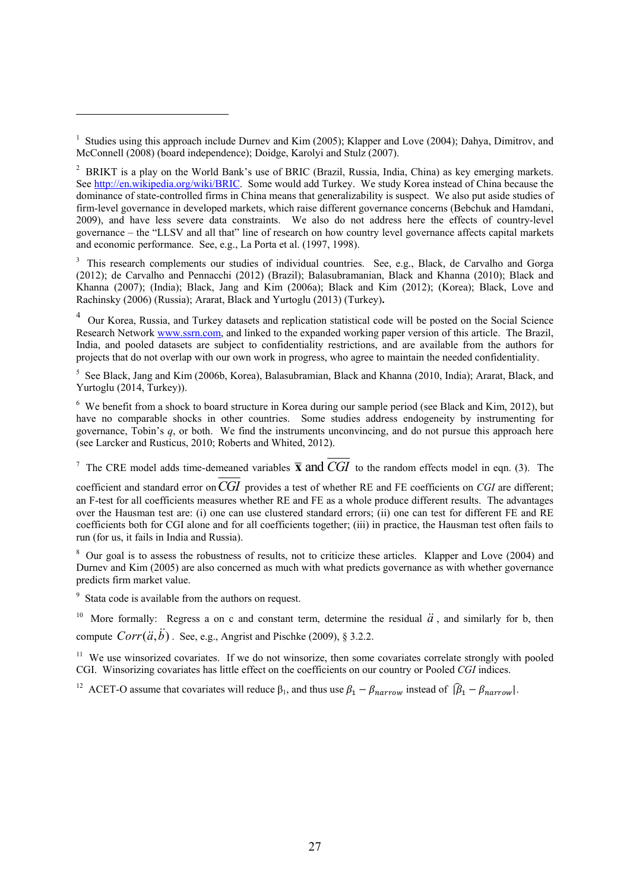[1] Studies using this approach include Durnev and Kim (2005); Klapper and Love (2004); Dahya, Dimitrov, and McConnell (2008) (board independence); Doidge, Karolyi and Stulz (2007).

[2] BRIKT is a play on the World Bank's use of BRIC (Brazil, Russia, India, China) as key emerging markets. See http://en.wikipedia.org/wiki/BRIC. Some would add Turkey. We study Korea instead of China because the dominance of state-controlled firms in China means that generalizability is suspect. We also put aside studies of firm-level governance in developed markets, which raise different governance concerns (Bebchuk and Hamdani, 2009), and have less severe data constraints. We also do not address here the effects of country-level governance – the "LLSV and all that" line of research on how country level governance affects capital markets and economic performance. See, e.g., La Porta et al. (1997, 1998).

[3] This research complements our studies of individual countries. See, e.g., Black, de Carvalho and Gorga (2012); de Carvalho and Pennacchi (2012) (Brazil); Balasubramanian, Black and Khanna (2010); Black and Khanna (2007); (India); Black, Jang and Kim (2006a); Black and Kim (2012); (Korea); Black, Love and Rachinsky (2006) (Russia); Ararat, Black and Yurtoglu (2013) (Turkey).

[4] Our Korea, Russia, and Turkey datasets and replication statistical code will be posted on the Social Science Research Network www.ssrn.com, and linked to the expanded working paper version of this article. The Brazil, India, and pooled datasets are subject to confidentiality restrictions, and are available from the authors for projects that do not overlap with our own work in progress, who agree to maintain the needed confidentiality.

[5] See Black, Jang and Kim (2006b, Korea), Balasubramanian, Black and Khanna (2010, India); Ararat, Black, and Yurtoglu (2014, Turkey)).

[6] We benefit from a shock to board structure in Korea during our sample period (see Black and Kim, 2012), but have no comparable shocks in other countries. Some studies address endogeneity by instrumenting for governance, Tobin's *q*, or both. We find the instruments unconvincing, and do not pursue this approach here (see Larcker and Rusticus, 2010; Roberts and Whited, 2012).

[7] The CRE model adds time-demeaned variables $\overline{\mathbf{x}}$ and $\overline{CGI}$ to the random effects model in eqn. (3). The coefficient and standard error on $\overline{CGI}$ provides a test of whether RE and FE coefficients on *CGI* are different; an F-test for all coefficients measures whether RE and FE as a whole produce different results. The advantages over the Hausman test are: (i) one can use clustered standard errors; (ii) one can test for different FE and RE coefficients both for CGI alone and for all coefficients together; (iii) in practice, the Hausman test often fails to run (for us, it fails in India and Russia).

[8] Our goal is to assess the robustness of results, not to criticize these articles. Klapper and Love (2004) and Durnev and Kim (2005) are also concerned as much with what predicts governance as with whether governance predicts firm market value.

[9] Stata code is available from the authors on request.

[10] More formally: Regress a on c and constant term, determine the residual $\ddot{a}$, and similarly for b, then compute $Corr(\ddot{a},\ddot{b})$. See, e.g., Angrist and Pischke (2009), § 3.2.2.

[11] We use winsorized covariates. If we do not winsorize, then some covariates correlate strongly with pooled CGI. Winsorizing covariates has little effect on the coefficients on our country or Pooled *CGI* indices.

[12] ACET-O assume that covariates will reduce $\beta_1$, and thus use $\beta_1 - \beta_{narrow}$ instead of $|\beta_1 - \beta_{narrow}|$.